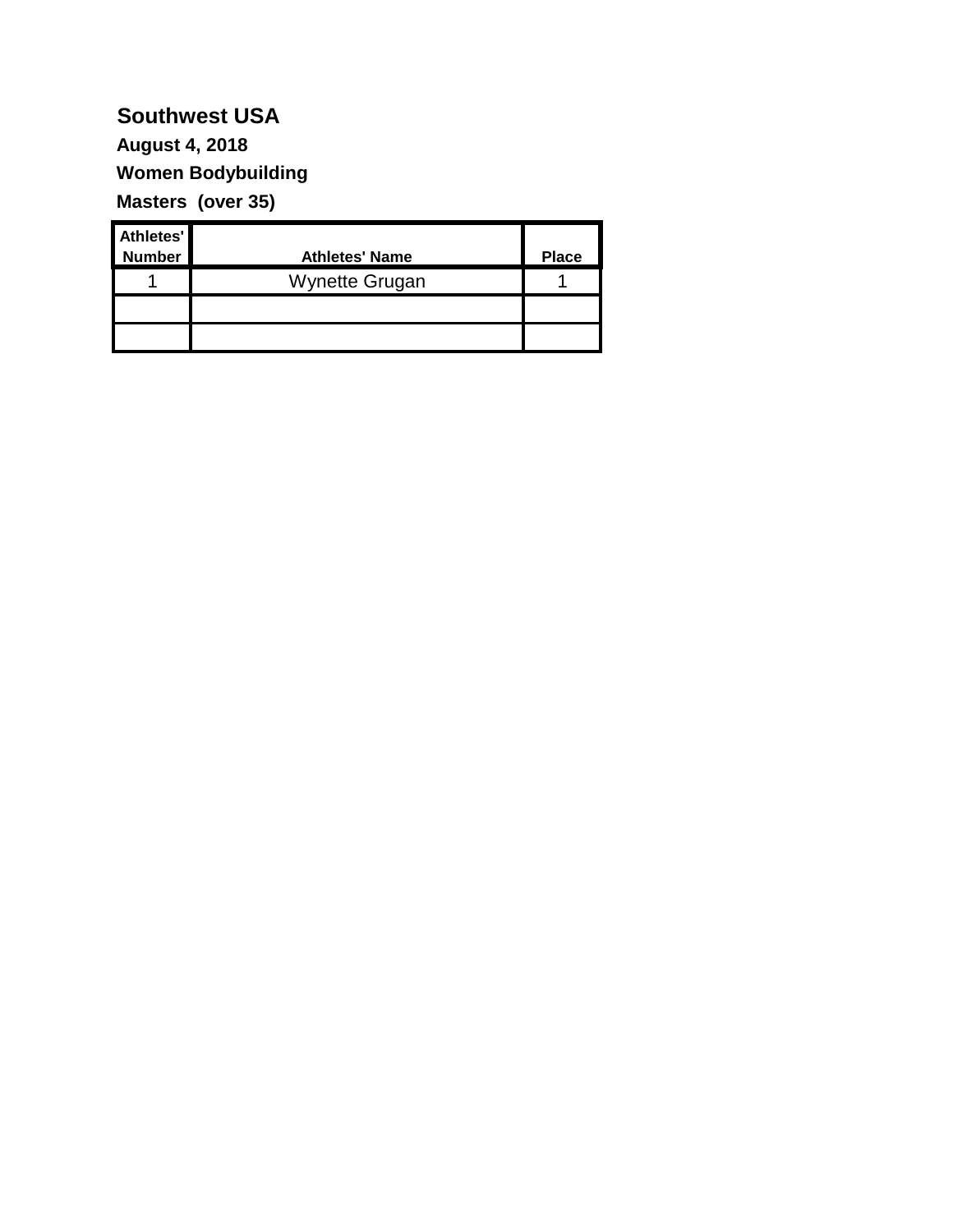# Southwest USA

**August 4, 2018**

**Women Bodybuilding**

**Masters (over 35)**

| Athletes' Number | Athletes' Name | Place |
|---|---|---|
| 1 | Wynette Grugan | 1 |
| | | |
| | | |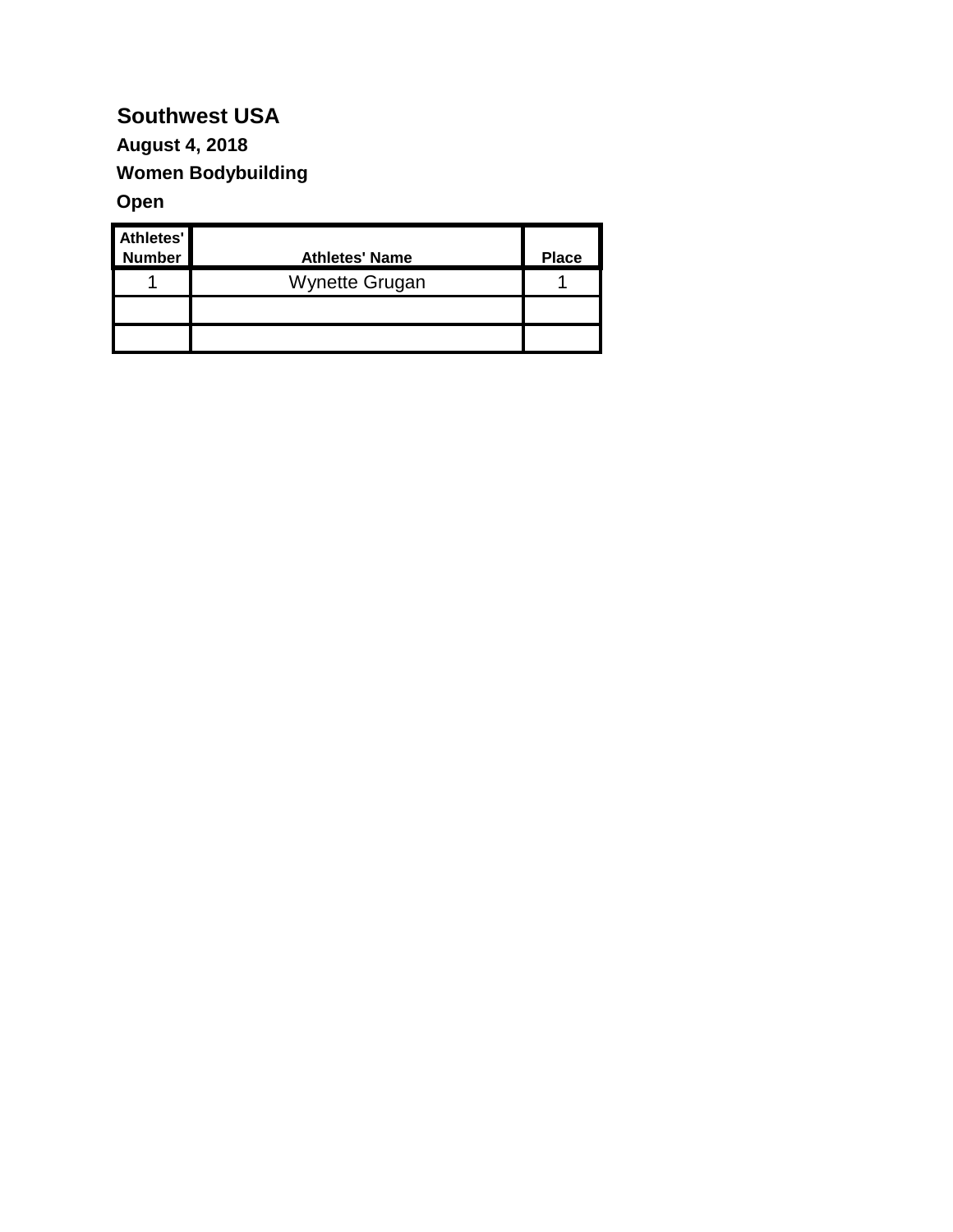**Southwest USA**

**August 4, 2018**

**Women Bodybuilding**

**Open**

| Athletes' Number | Athletes' Name | Place |
|---|---|---|
| 1 | Wynette Grugan | 1 |
| | | |
| | | |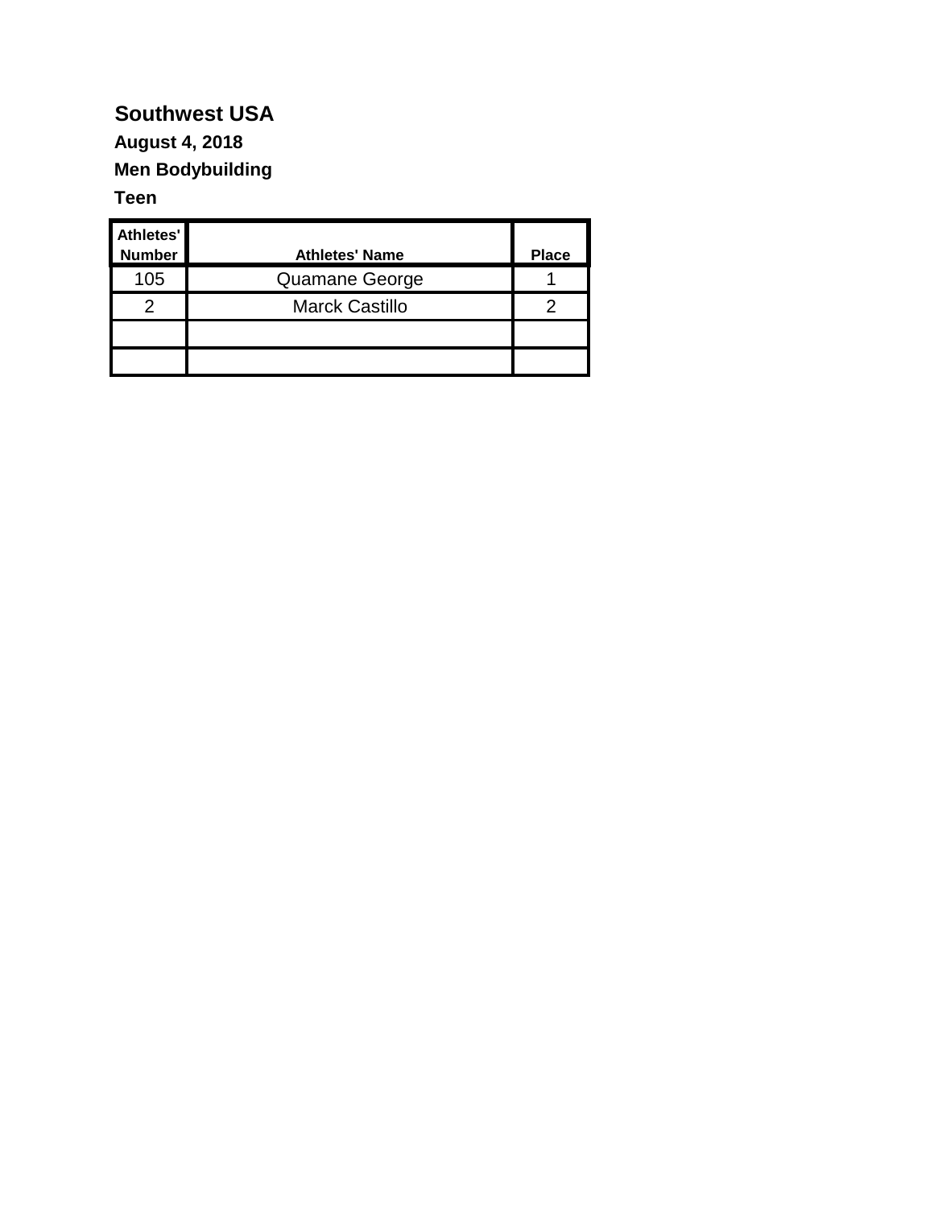**Southwest USA**

**August 4, 2018**

**Men Bodybuilding**

**Teen**

| Athletes' Number | Athletes' Name | Place |
|---|---|---|
| 105 | Quamane George | 1 |
| 2 | Marck Castillo | 2 |
| | | |
| | | |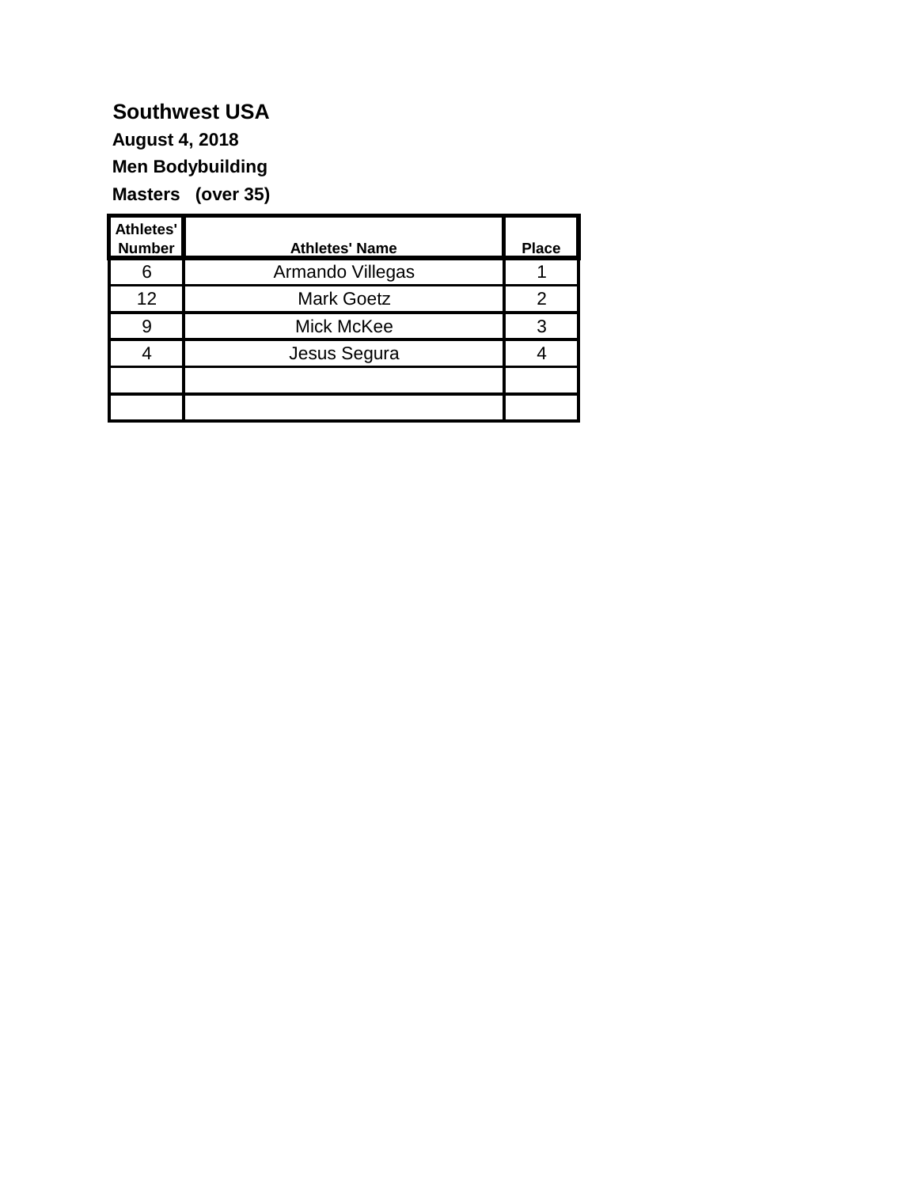**Southwest USA**

**August 4, 2018**

**Men Bodybuilding**

**Masters (over 35)**

| Athletes' Number | Athletes' Name | Place |
|---|---|---|
| 6 | Armando Villegas | 1 |
| 12 | Mark Goetz | 2 |
| 9 | Mick McKee | 3 |
| 4 | Jesus Segura | 4 |
| | | |
| | | |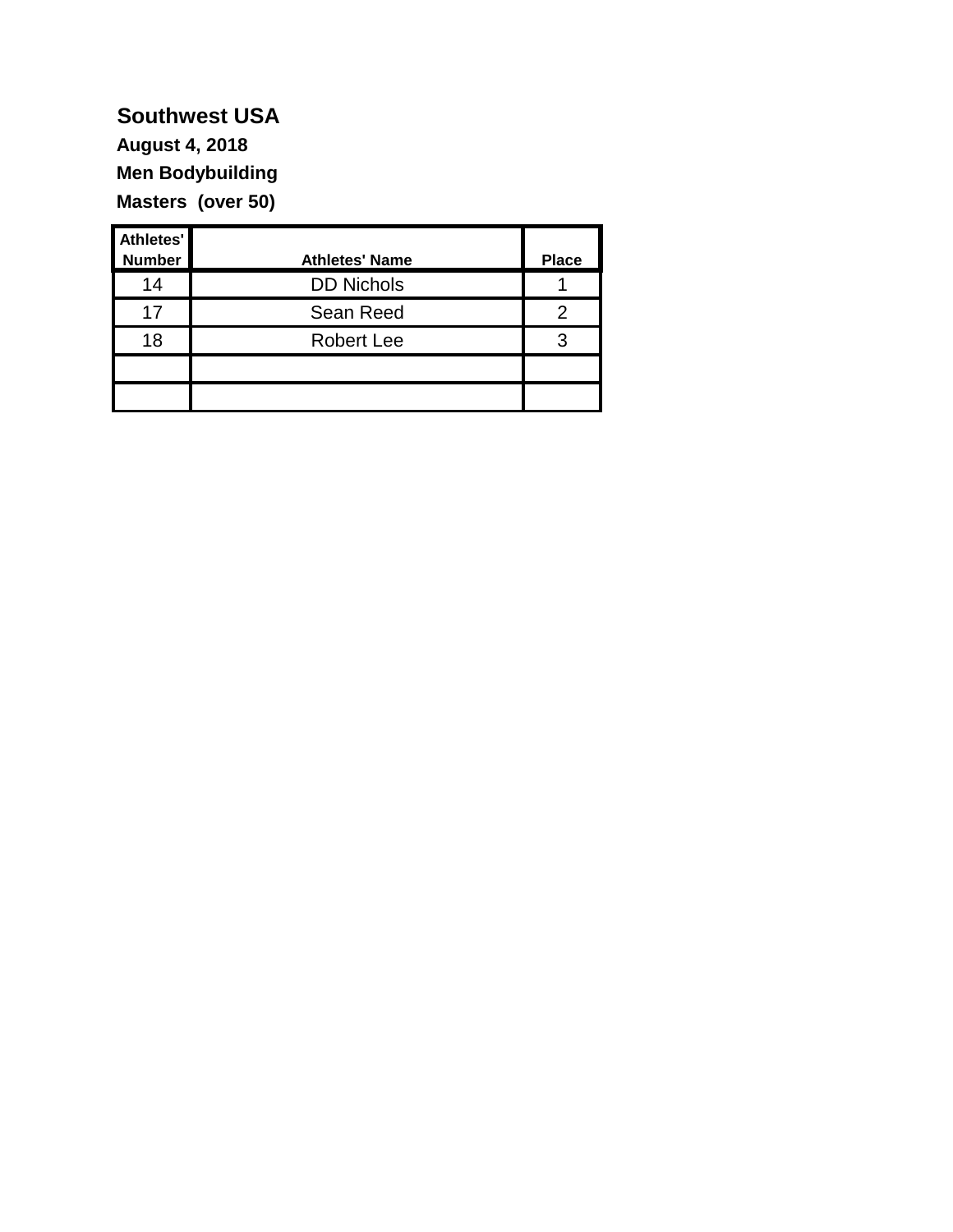**Southwest USA**

**August 4, 2018**

**Men Bodybuilding**

**Masters (over 50)**

| Athletes' Number | Athletes' Name | Place |
| --- | --- | --- |
| 14 | DD Nichols | 1 |
| 17 | Sean Reed | 2 |
| 18 | Robert Lee | 3 |
| | | |
| | | |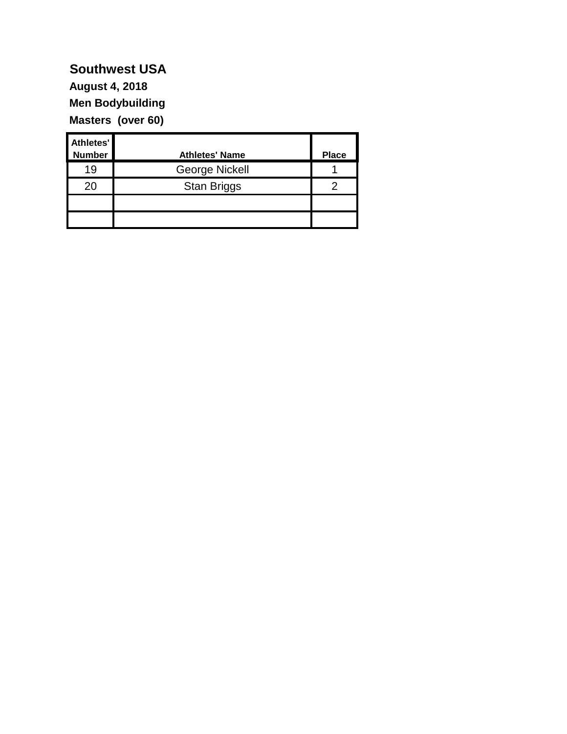# Southwest USA

**August 4, 2018**

**Men Bodybuilding**

**Masters (over 60)**

| Athletes' Number | Athletes' Name | Place |
|---|---|---|
| 19 | George Nickell | 1 |
| 20 | Stan Briggs | 2 |
| | | |
| | | |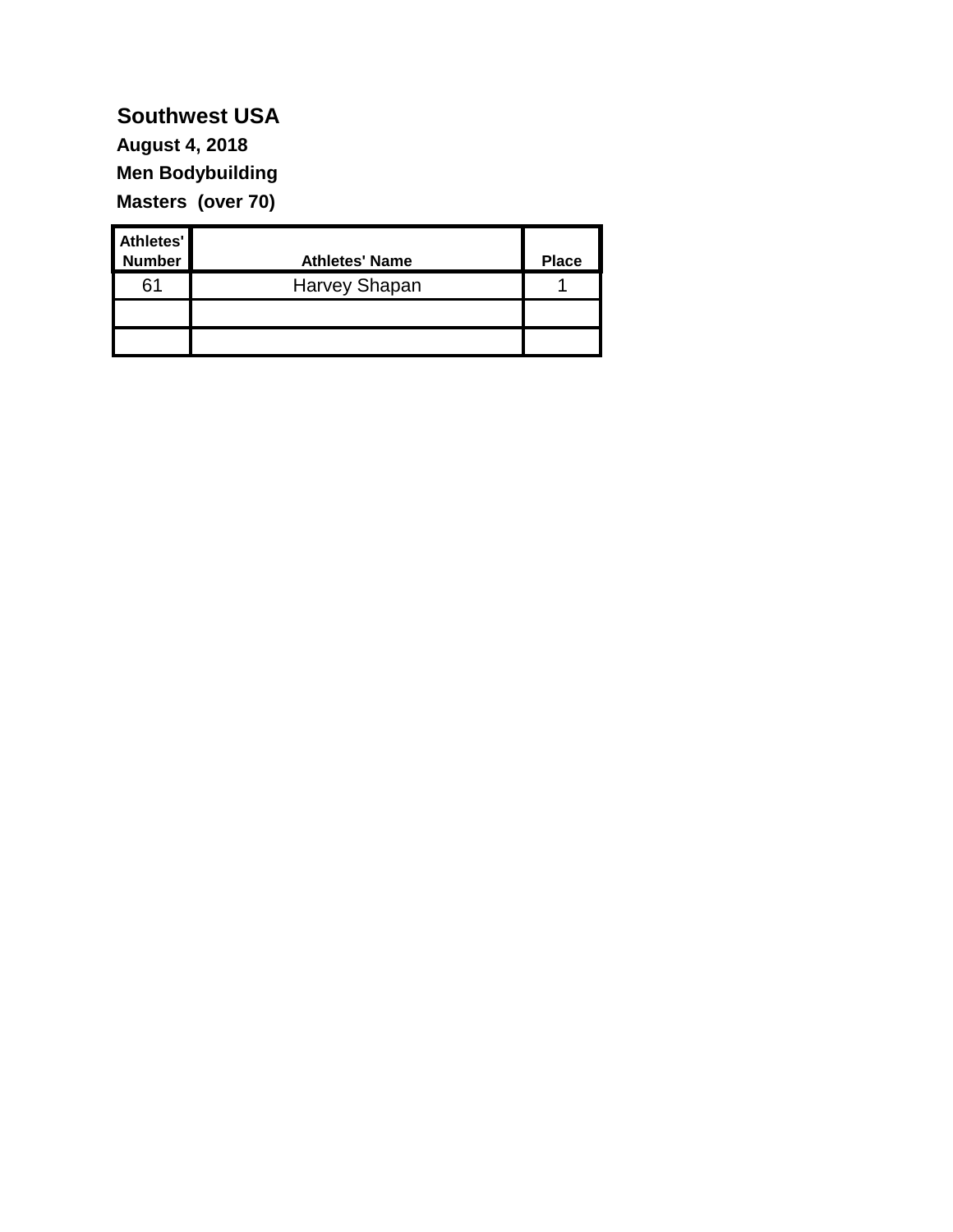## Southwest USA

**August 4, 2018**

**Men Bodybuilding**

**Masters (over 70)**

| Athletes' Number | Athletes' Name | Place |
|---|---|---|
| 61 | Harvey Shapan | 1 |
| | | |
| | | |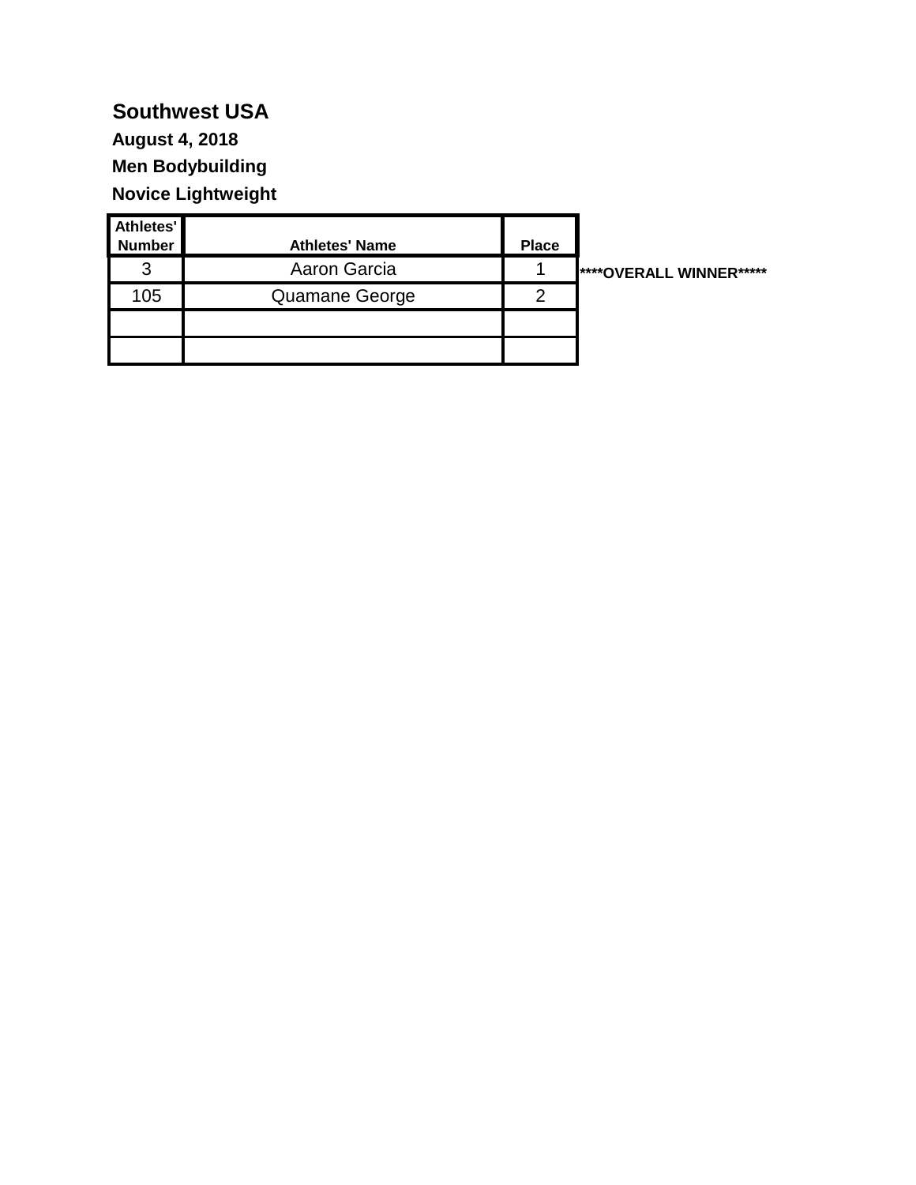**Southwest USA**

**August 4, 2018**

**Men Bodybuilding**

**Novice Lightweight**

| Athletes' Number | Athletes' Name | Place | |
|---|---|---|---|
| 3 | Aaron Garcia | 1 | ****OVERALL WINNER***** |
| 105 | Quamane George | 2 | |
| | | | |
| | | | |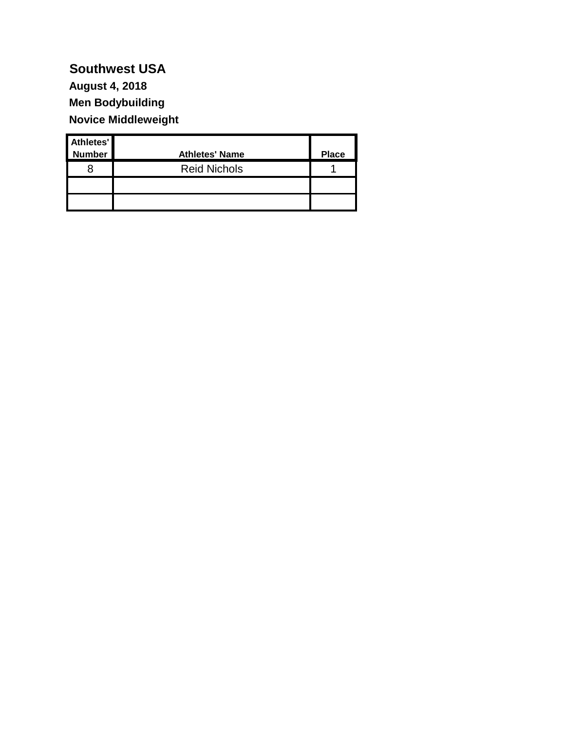# Southwest USA

**August 4, 2018**

**Men Bodybuilding**

**Novice Middleweight**

| Athletes' Number | Athletes' Name | Place |
|---|---|---|
| 8 | Reid Nichols | 1 |
| | | |
| | | |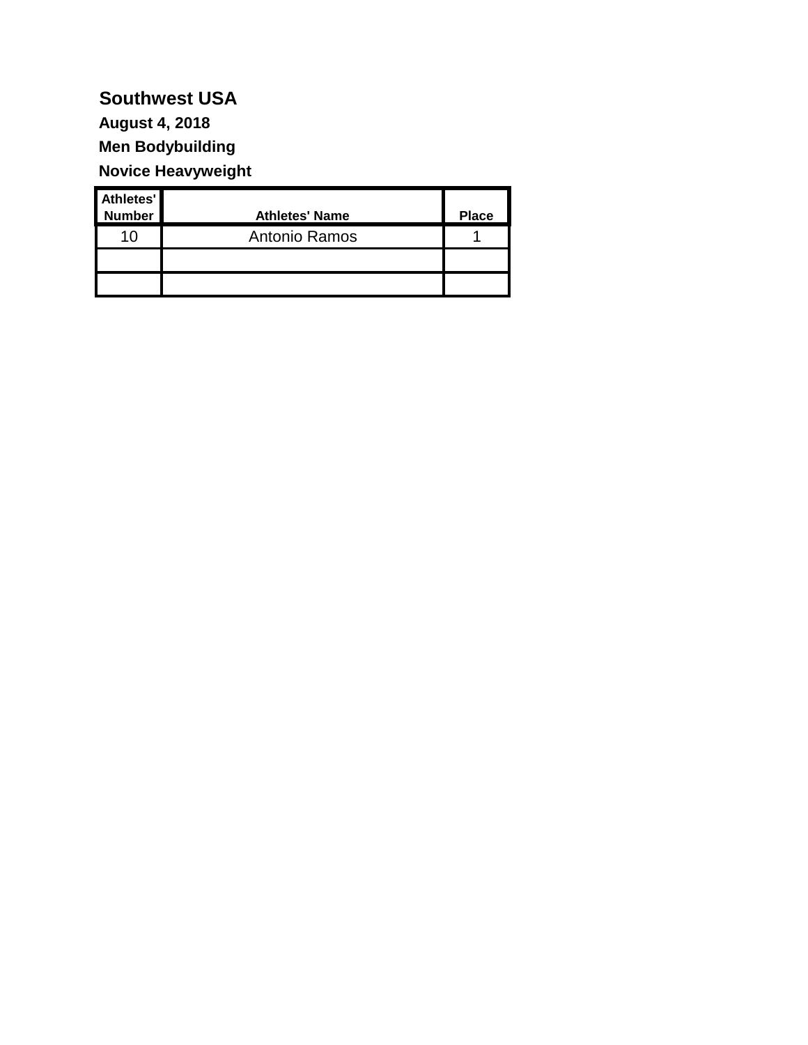**Southwest USA**

**August 4, 2018**

**Men Bodybuilding**

**Novice Heavyweight**

| Athletes' Number | Athletes' Name | Place |
|---|---|---|
| 10 | Antonio Ramos | 1 |
| | | |
| | | |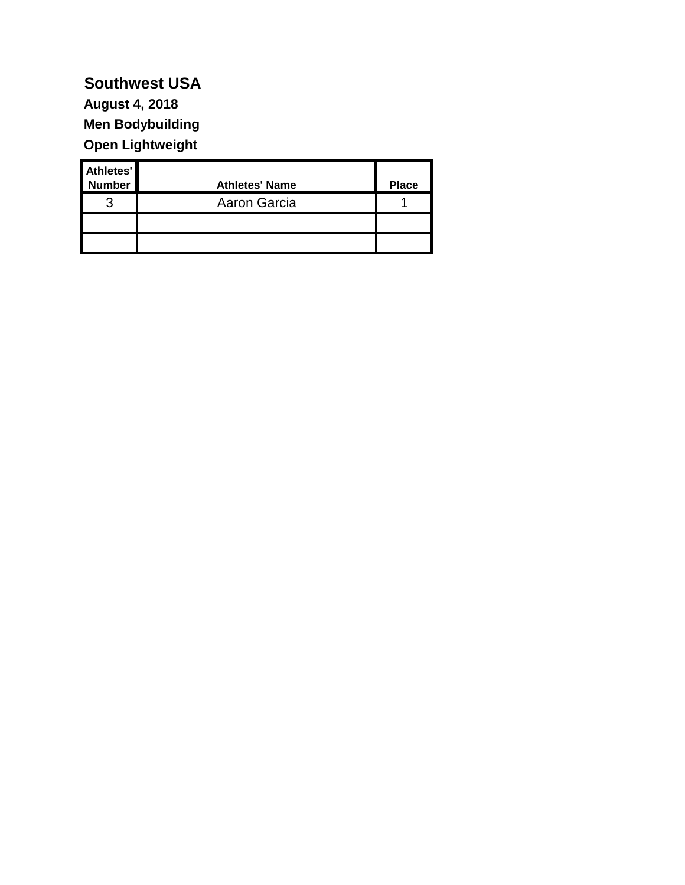**Southwest USA**

**August 4, 2018**

**Men Bodybuilding**

**Open Lightweight**

| Athletes' Number | Athletes' Name | Place |
|---|---|---|
| 3 | Aaron Garcia | 1 |
| | | |
| | | |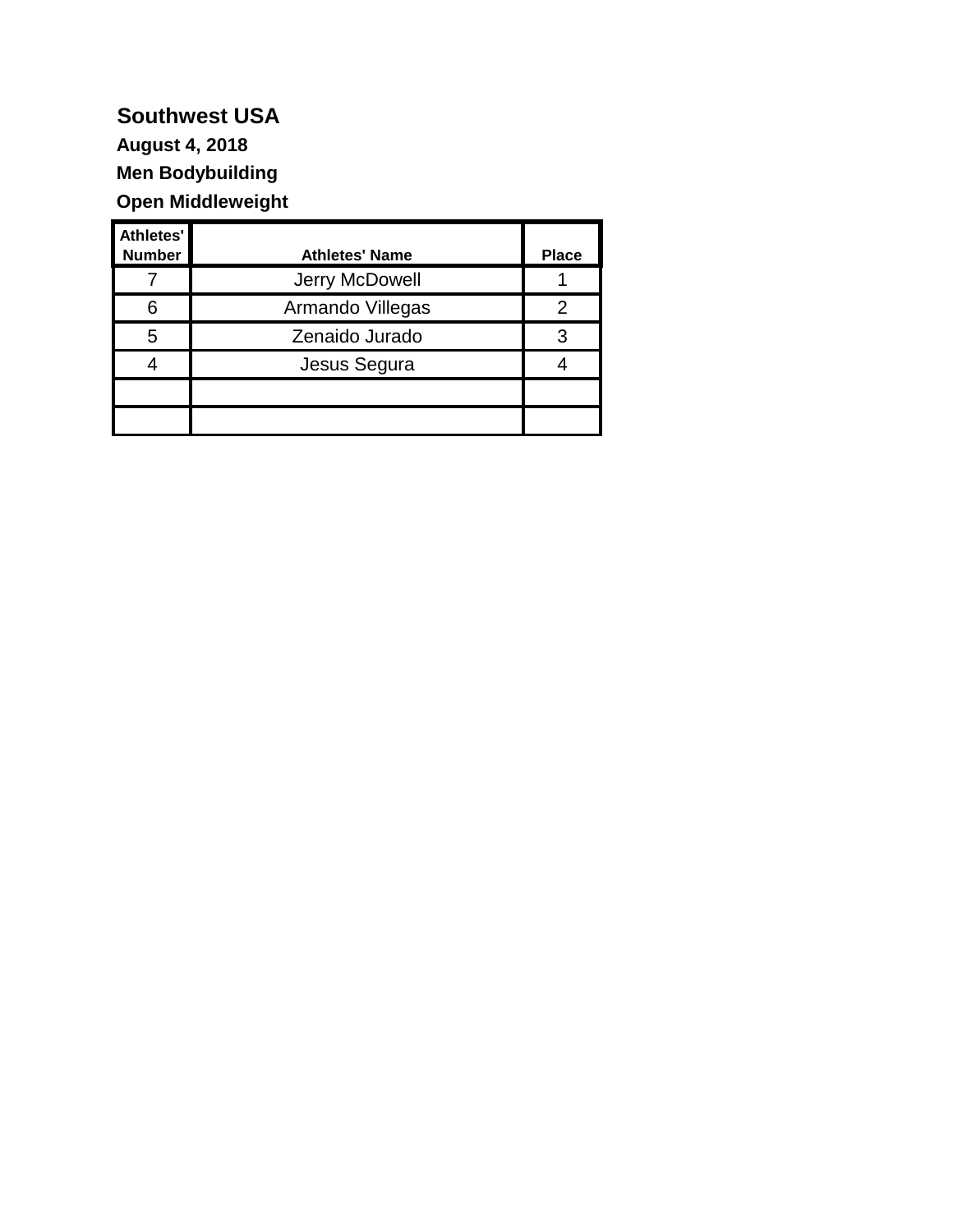**Southwest USA**

**August 4, 2018**

**Men Bodybuilding**

**Open Middleweight**

| Athletes' Number | Athletes' Name | Place |
|---|---|---|
| 7 | Jerry McDowell | 1 |
| 6 | Armando Villegas | 2 |
| 5 | Zenaido Jurado | 3 |
| 4 | Jesus Segura | 4 |
| | | |
| | | |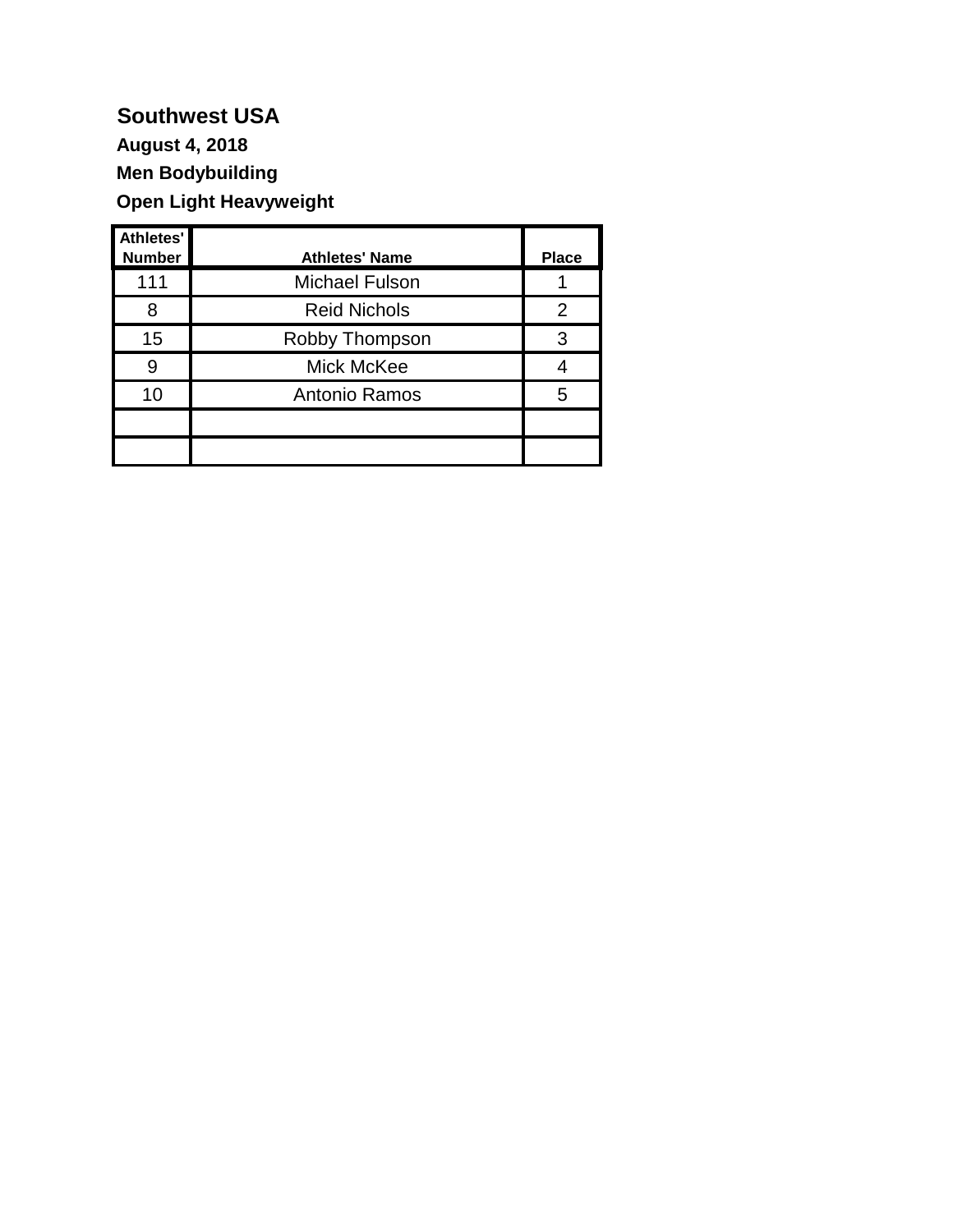**Southwest USA**

**August 4, 2018**

**Men Bodybuilding**

**Open Light Heavyweight**

| Athletes' Number | Athletes' Name | Place |
|---|---|---|
| 111 | Michael Fulson | 1 |
| 8 | Reid Nichols | 2 |
| 15 | Robby Thompson | 3 |
| 9 | Mick McKee | 4 |
| 10 | Antonio Ramos | 5 |
| | | |
| | | |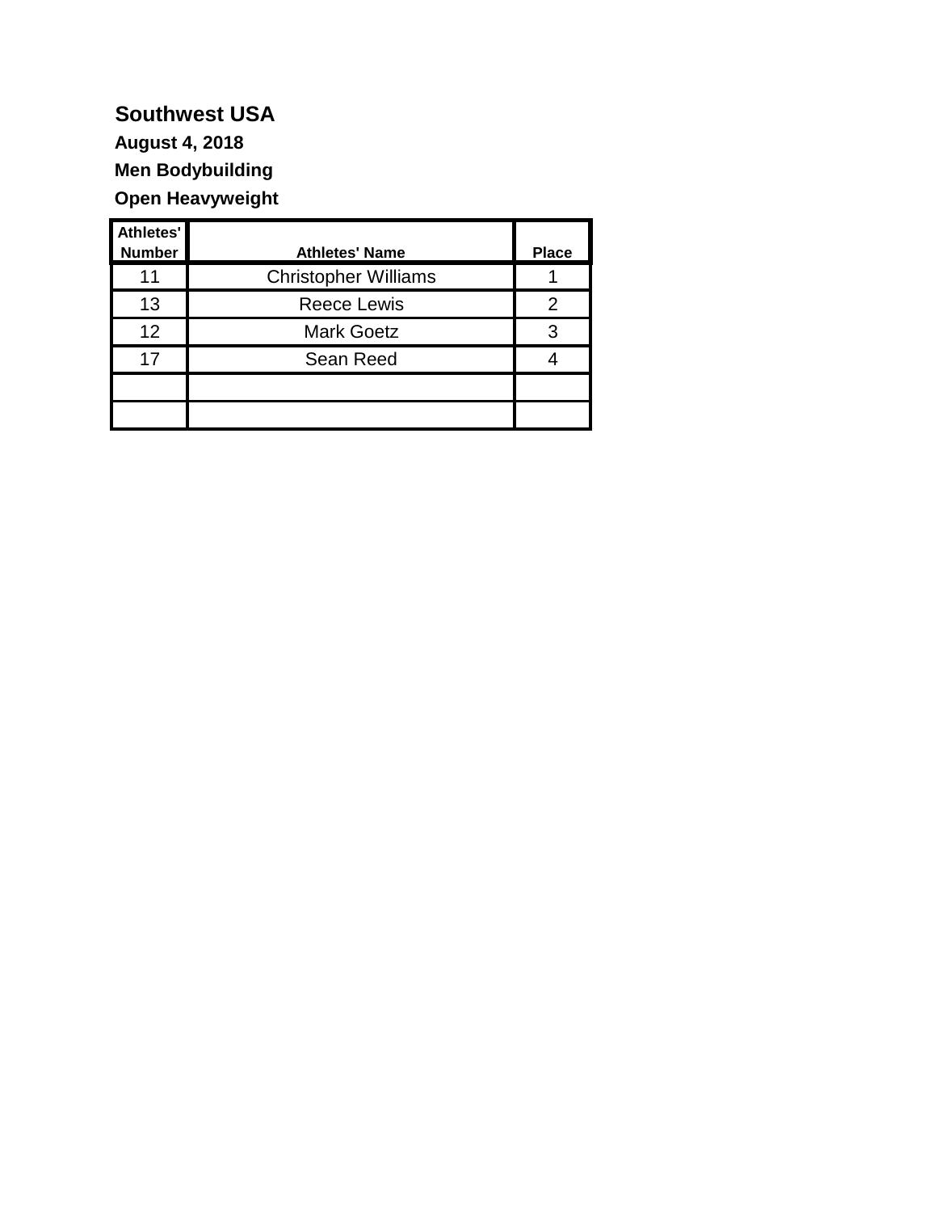**Southwest USA**

**August 4, 2018**

**Men Bodybuilding**

**Open Heavyweight**

| Athletes' Number | Athletes' Name | Place |
|---|---|---|
| 11 | Christopher Williams | 1 |
| 13 | Reece Lewis | 2 |
| 12 | Mark Goetz | 3 |
| 17 | Sean Reed | 4 |
| | | |
| | | |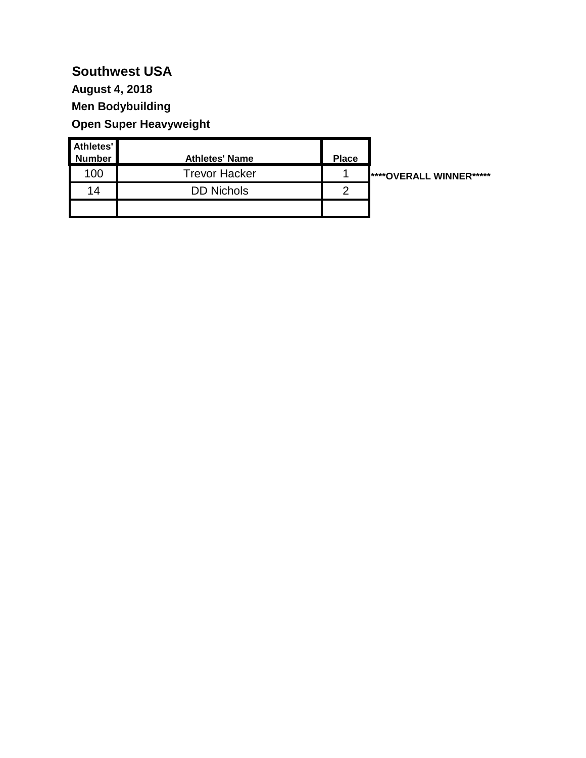## Southwest USA

**August 4, 2018**

**Men Bodybuilding**

**Open Super Heavyweight**

| Athletes' Number | Athletes' Name | Place | |
|---|---|---|---|
| 100 | Trevor Hacker | 1 | ****OVERALL WINNER***** |
| 14 | DD Nichols | 2 | |
| | | | |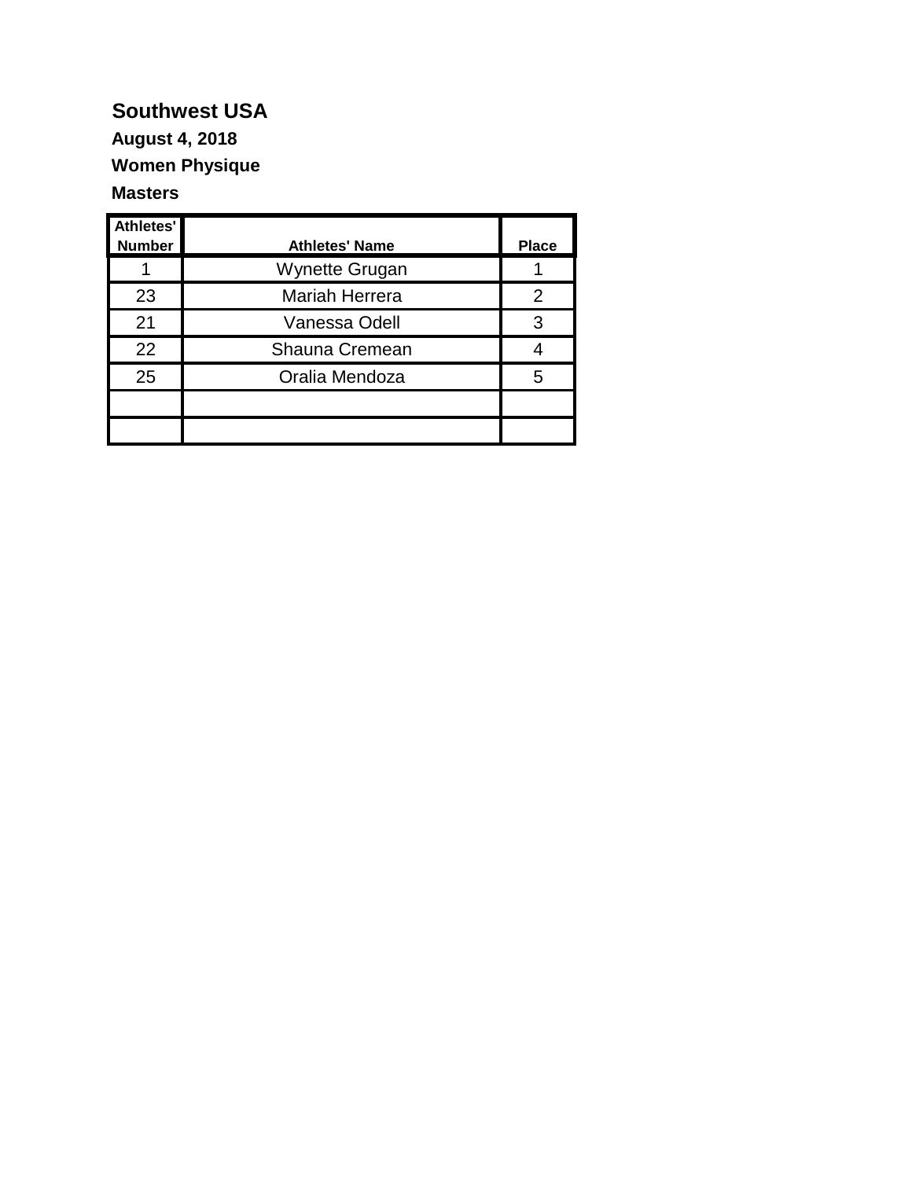**Southwest USA**

**August 4, 2018**

**Women Physique**

**Masters**

| Athletes' Number | Athletes' Name | Place |
|---|---|---|
| 1 | Wynette Grugan | 1 |
| 23 | Mariah Herrera | 2 |
| 21 | Vanessa Odell | 3 |
| 22 | Shauna Cremean | 4 |
| 25 | Oralia Mendoza | 5 |
| | | |
| | | |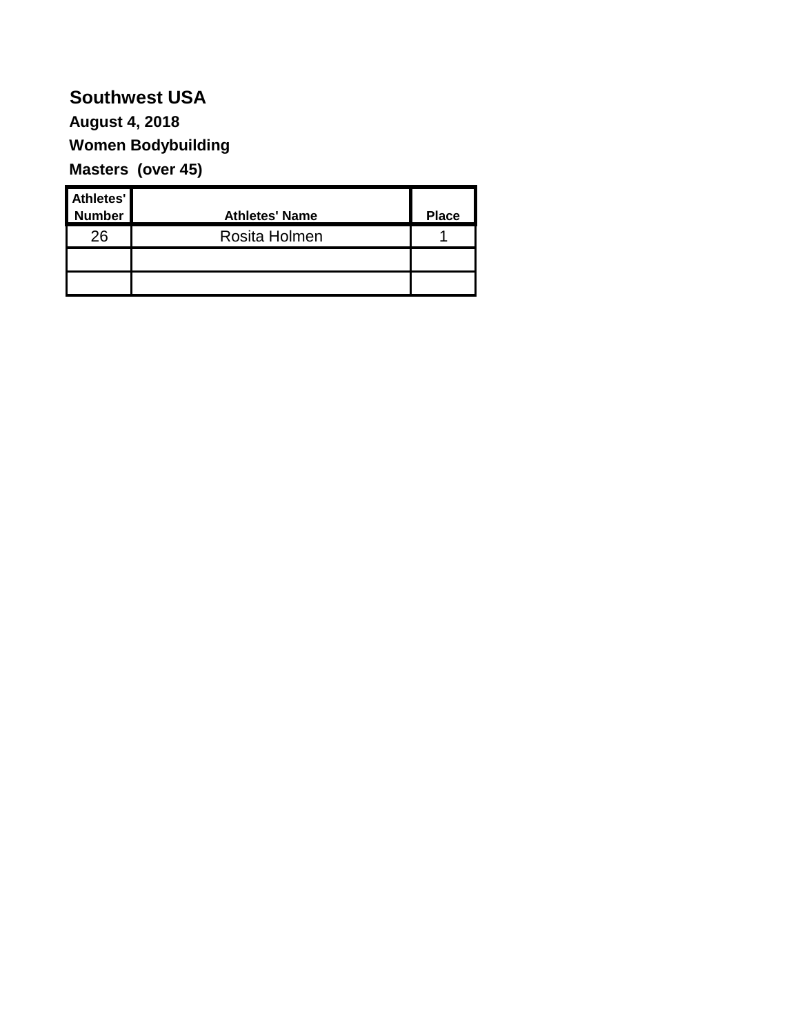**Southwest USA**

**August 4, 2018**

**Women Bodybuilding**

**Masters (over 45)**

| Athletes' Number | Athletes' Name | Place |
|---|---|---|
| 26 | Rosita Holmen | 1 |
| | | |
| | | |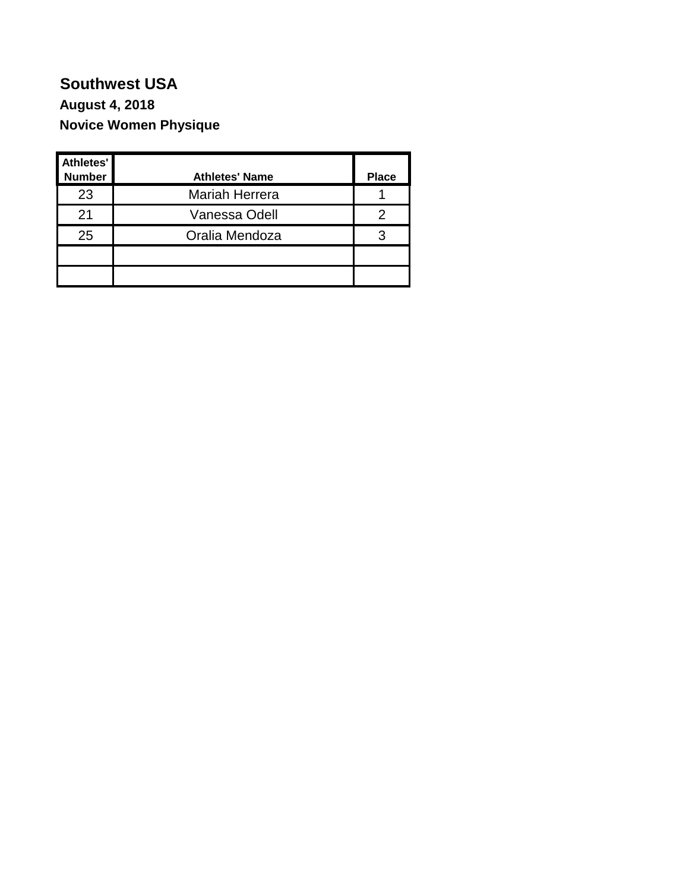**Southwest USA**

**August 4, 2018**

**Novice Women Physique**

| Athletes' Number | Athletes' Name | Place |
|---|---|---|
| 23 | Mariah Herrera | 1 |
| 21 | Vanessa Odell | 2 |
| 25 | Oralia Mendoza | 3 |
| | | |
| | | |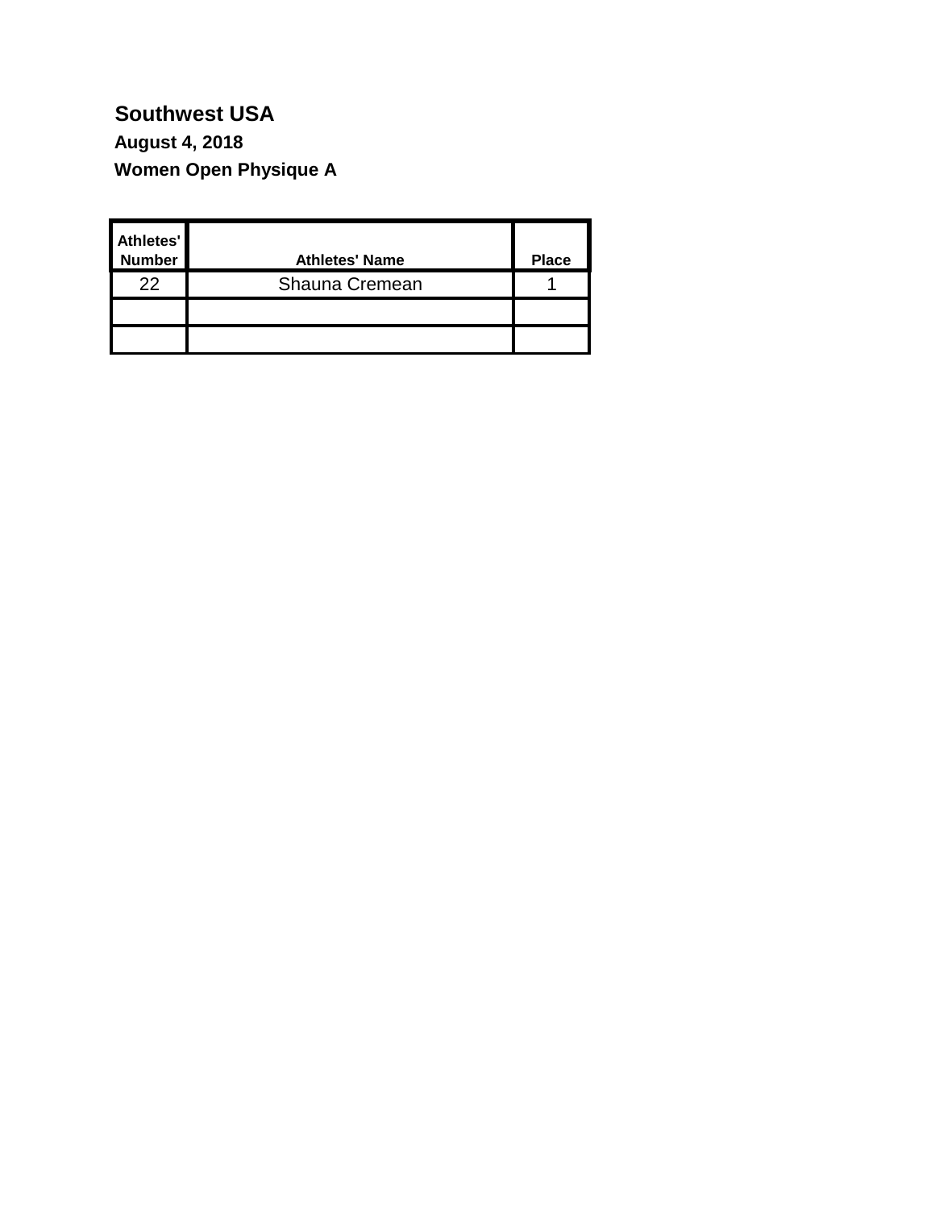**Southwest USA**

**August 4, 2018**

**Women Open Physique A**

| Athletes' Number | Athletes' Name | Place |
|---|---|---|
| 22 | Shauna Cremean | 1 |
| | | |
| | | |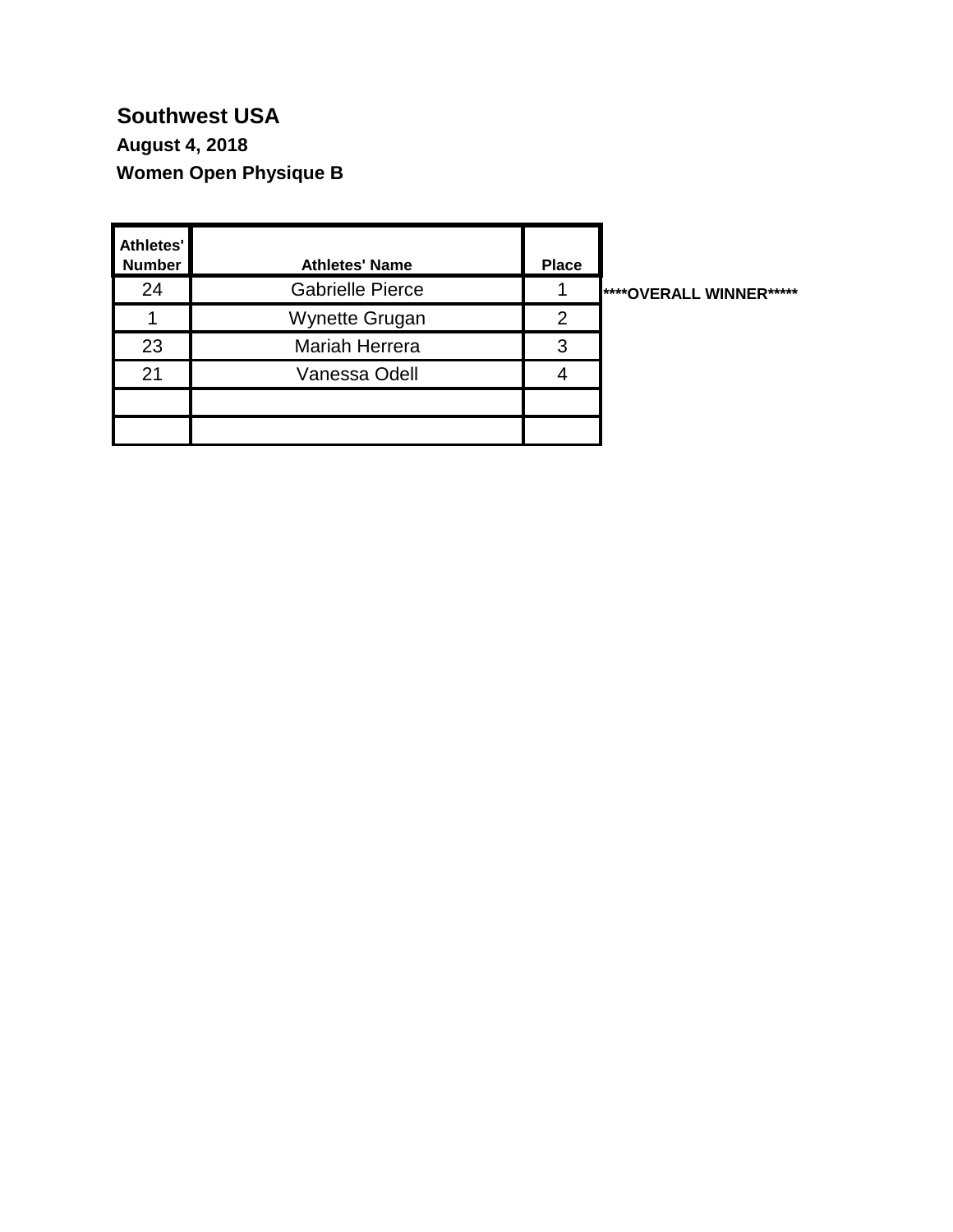**Southwest USA**

**August 4, 2018**

**Women Open Physique B**

| Athletes' Number | Athletes' Name | Place | |
|---|---|---|---|
| 24 | Gabrielle Pierce | 1 | ****OVERALL WINNER***** |
| 1 | Wynette Grugan | 2 | |
| 23 | Mariah Herrera | 3 | |
| 21 | Vanessa Odell | 4 | |
| | | | |
| | | | |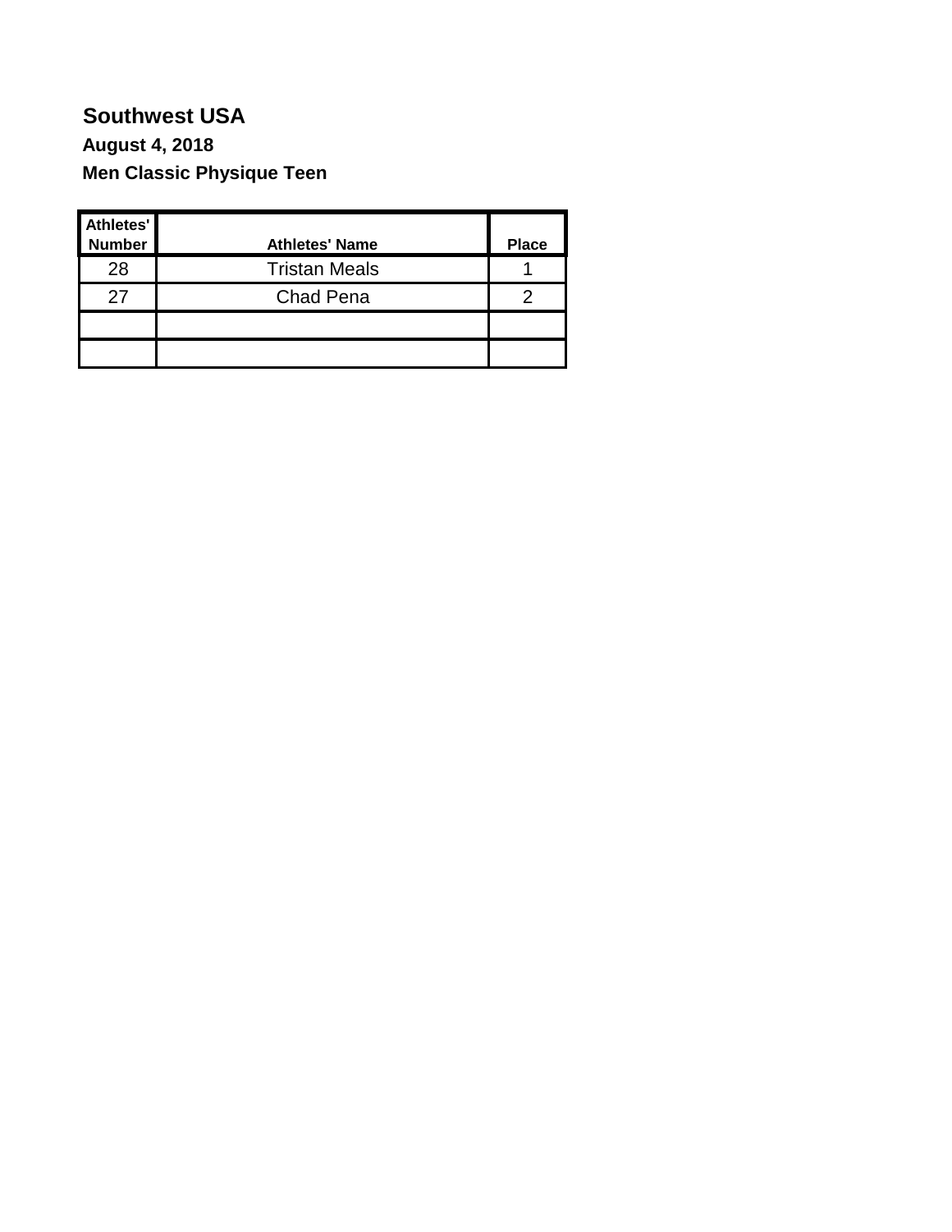**Southwest USA**

**August 4, 2018**

**Men Classic Physique Teen**

| Athletes' Number | Athletes' Name | Place |
|---|---|---|
| 28 | Tristan Meals | 1 |
| 27 | Chad Pena | 2 |
| | | |
| | | |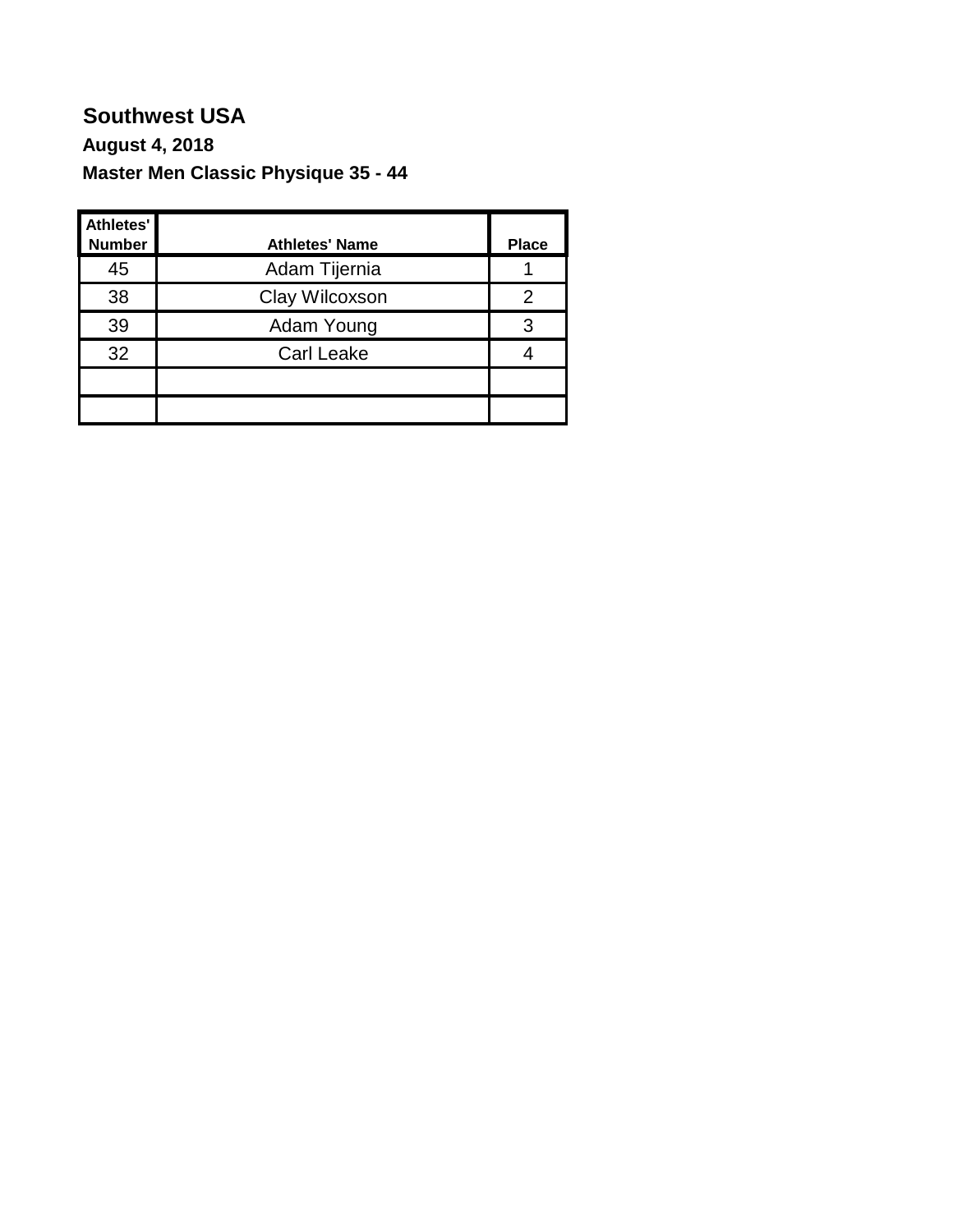# Southwest USA

**August 4, 2018**

**Master Men Classic Physique 35 - 44**

| Athletes' Number | Athletes' Name | Place |
|---|---|---|
| 45 | Adam Tijernia | 1 |
| 38 | Clay Wilcoxson | 2 |
| 39 | Adam Young | 3 |
| 32 | Carl Leake | 4 |
| | | |
| | | |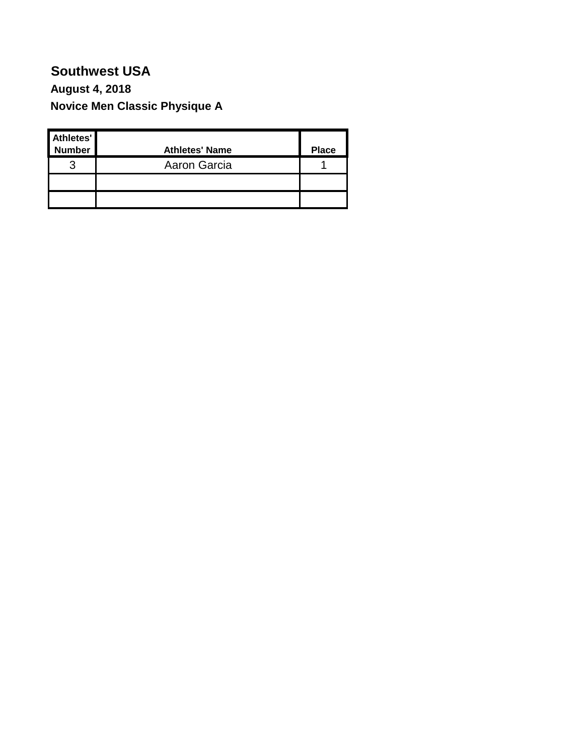# Southwest USA

### August 4, 2018

### Novice Men Classic Physique A

| Athletes' Number | Athletes' Name | Place |
|---|---|---|
| 3 | Aaron Garcia | 1 |
| | | |
| | | |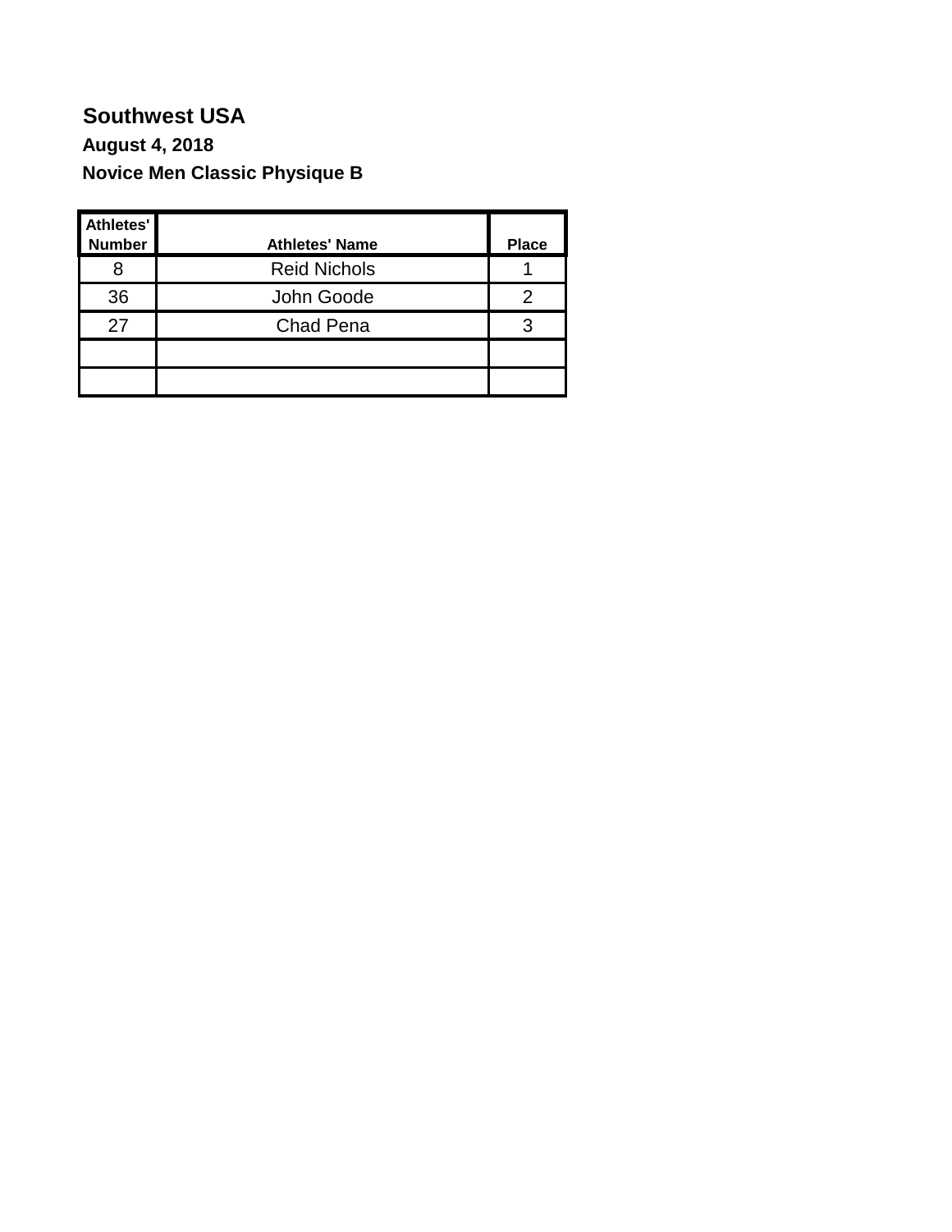# Southwest USA

### August 4, 2018

### Novice Men Classic Physique B

| Athletes' Number | Athletes' Name | Place |
|---|---|---|
| 8 | Reid Nichols | 1 |
| 36 | John Goode | 2 |
| 27 | Chad Pena | 3 |
| | | |
| | | |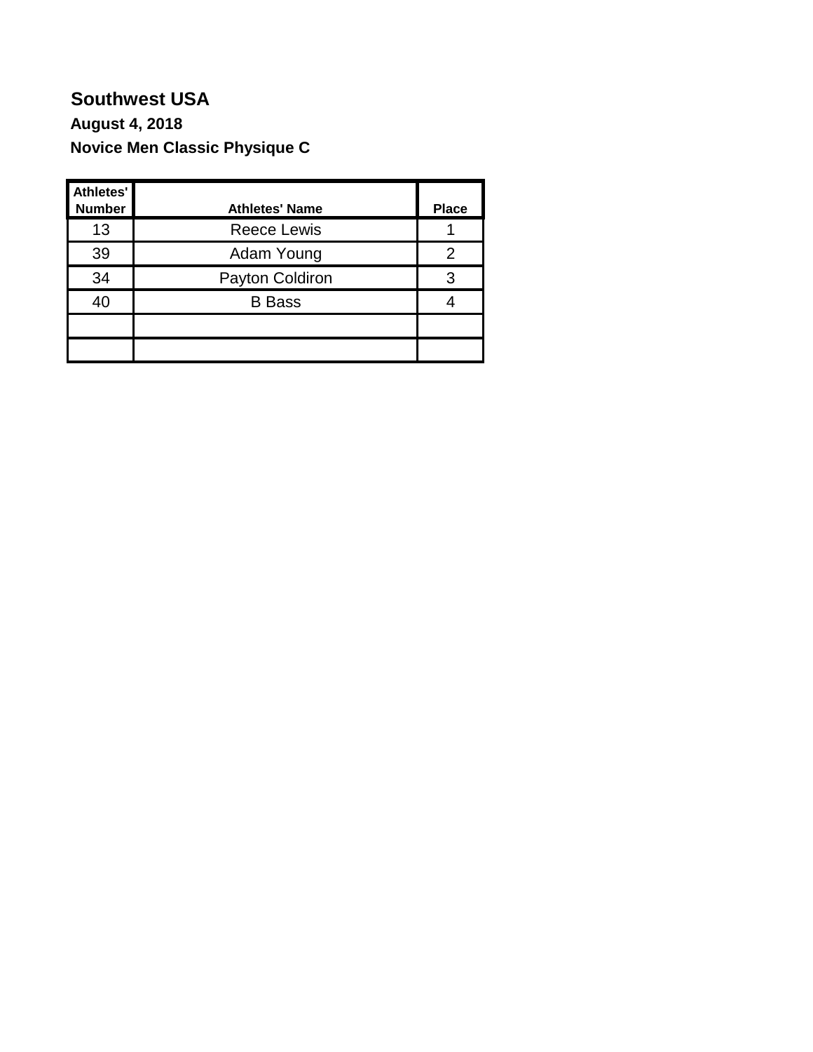**Southwest USA**

**August 4, 2018**

**Novice Men Classic Physique C**

| Athletes' Number | Athletes' Name | Place |
|---|---|---|
| 13 | Reece Lewis | 1 |
| 39 | Adam Young | 2 |
| 34 | Payton Coldiron | 3 |
| 40 | B Bass | 4 |
| | | |
| | | |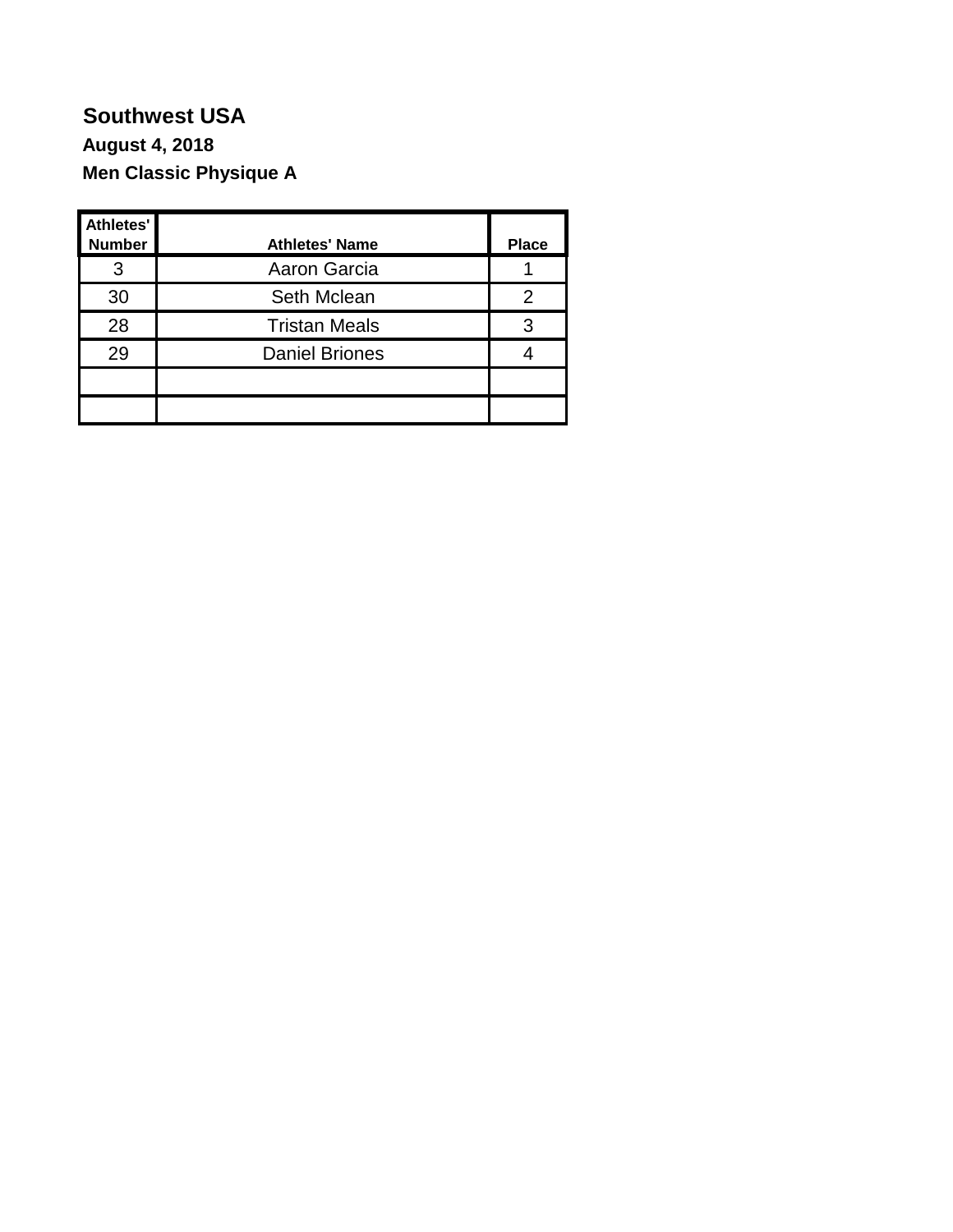**Southwest USA**

**August 4, 2018**

**Men Classic Physique A**

| Athletes' Number | Athletes' Name | Place |
|---|---|---|
| 3 | Aaron Garcia | 1 |
| 30 | Seth Mclean | 2 |
| 28 | Tristan Meals | 3 |
| 29 | Daniel Briones | 4 |
| | | |
| | | |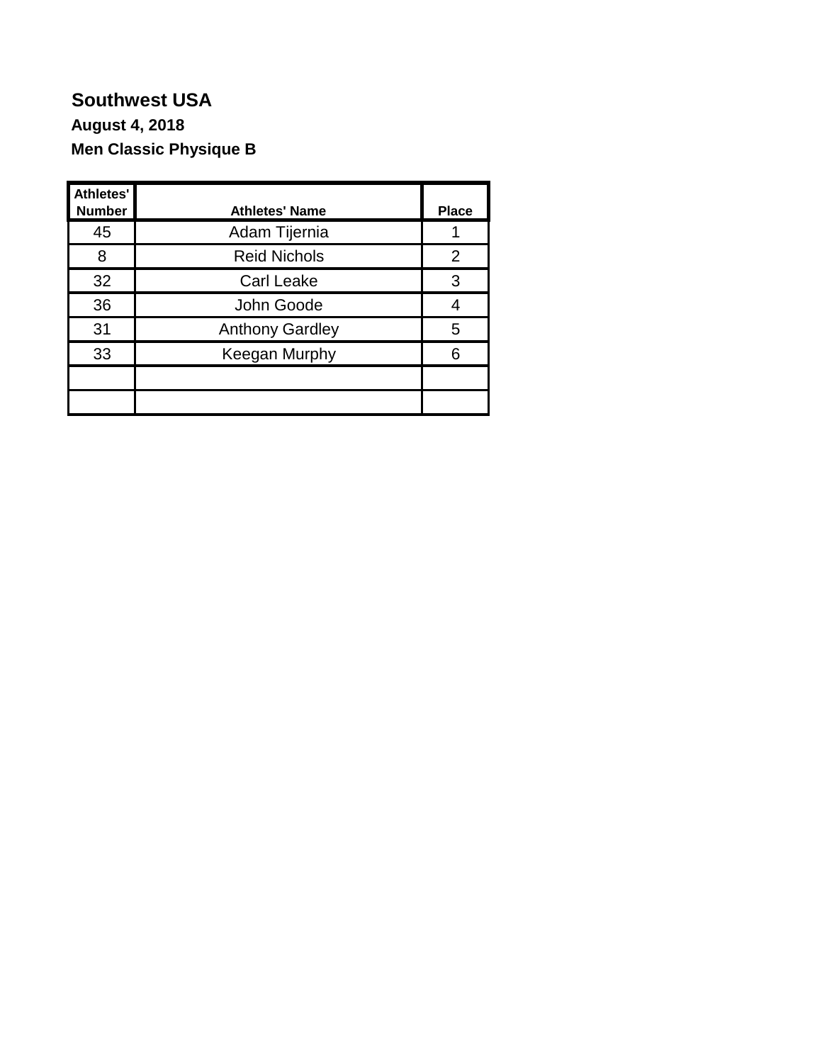**Southwest USA**

**August 4, 2018**

**Men Classic Physique B**

| Athletes' Number | Athletes' Name | Place |
|---|---|---|
| 45 | Adam Tijernia | 1 |
| 8 | Reid Nichols | 2 |
| 32 | Carl Leake | 3 |
| 36 | John Goode | 4 |
| 31 | Anthony Gardley | 5 |
| 33 | Keegan Murphy | 6 |
| | | |
| | | |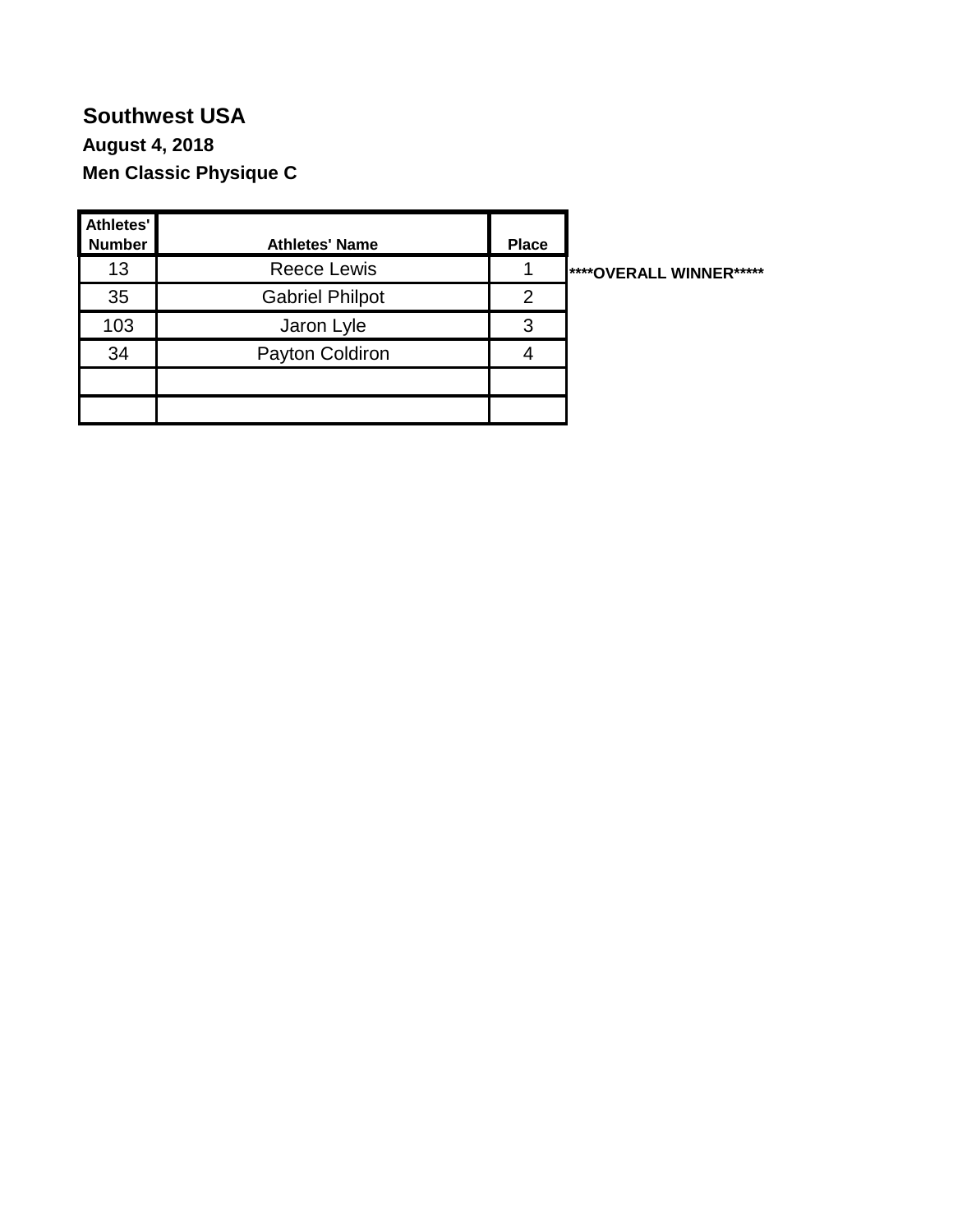**Southwest USA**

**August 4, 2018**

**Men Classic Physique C**

| Athletes' Number | Athletes' Name | Place | |
|---|---|---|---|
| 13 | Reece Lewis | 1 | ****OVERALL WINNER***** |
| 35 | Gabriel Philpot | 2 | |
| 103 | Jaron Lyle | 3 | |
| 34 | Payton Coldiron | 4 | |
| | | | |
| | | | |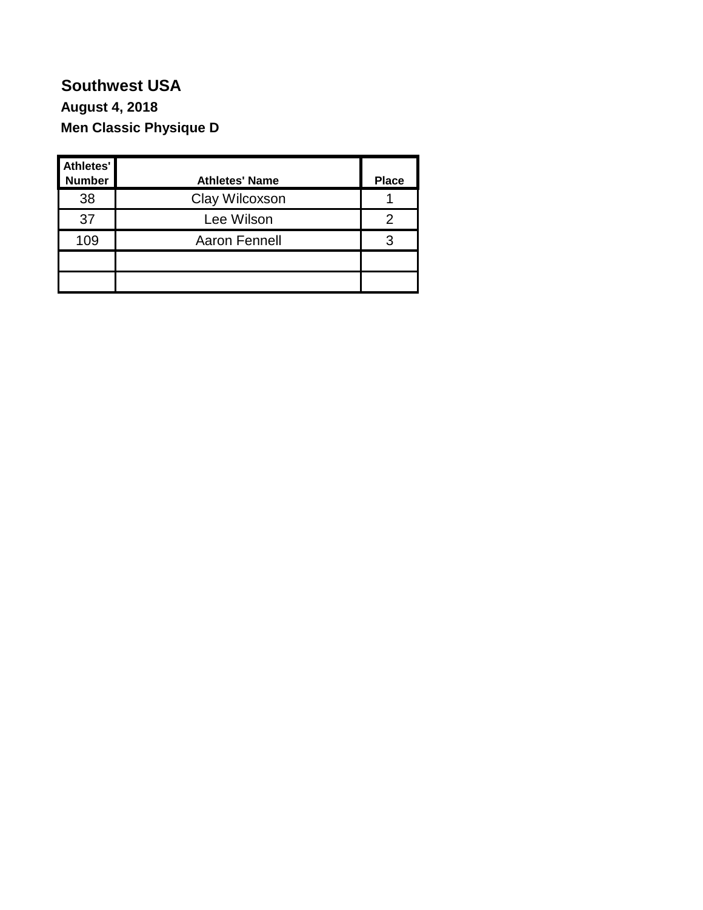## Southwest USA

**August 4, 2018**

**Men Classic Physique D**

| Athletes' Number | Athletes' Name | Place |
|---|---|---|
| 38 | Clay Wilcoxson | 1 |
| 37 | Lee Wilson | 2 |
| 109 | Aaron Fennell | 3 |
| | | |
| | | |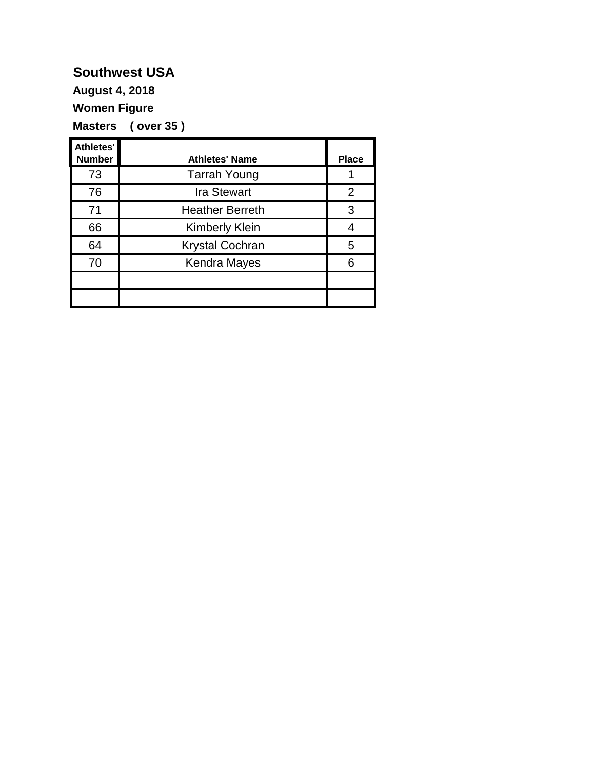**Southwest USA**

**August 4, 2018**

**Women Figure**

**Masters ( over 35 )**

| Athletes' Number | Athletes' Name | Place |
|---|---|---|
| 73 | Tarrah Young | 1 |
| 76 | Ira Stewart | 2 |
| 71 | Heather Berreth | 3 |
| 66 | Kimberly Klein | 4 |
| 64 | Krystal Cochran | 5 |
| 70 | Kendra Mayes | 6 |
| | | |
| | | |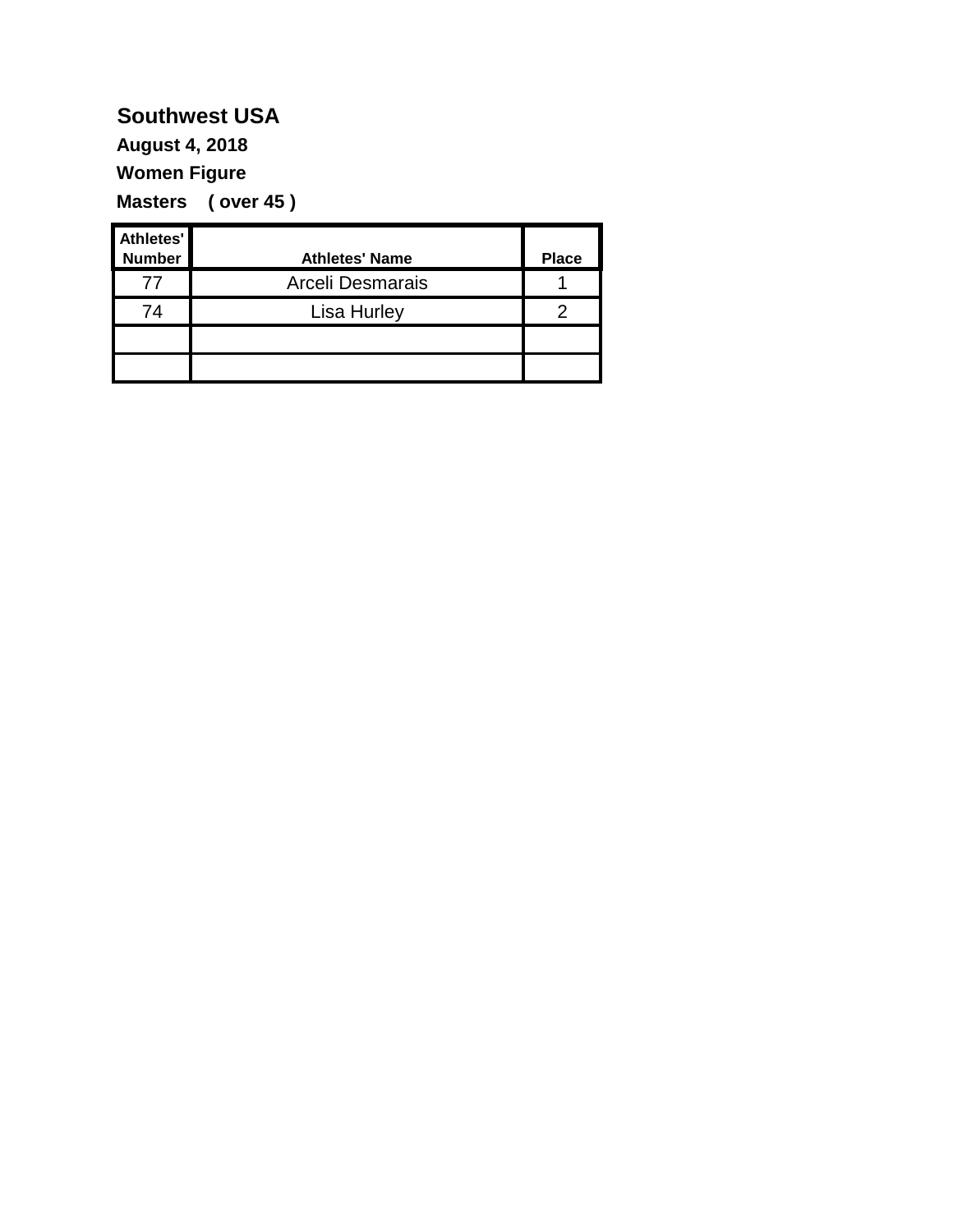**Southwest USA**

**August 4, 2018**

**Women Figure**

**Masters ( over 45 )**

| Athletes' Number | Athletes' Name | Place |
|---|---|---|
| 77 | Arceli Desmarais | 1 |
| 74 | Lisa Hurley | 2 |
| | | |
| | | |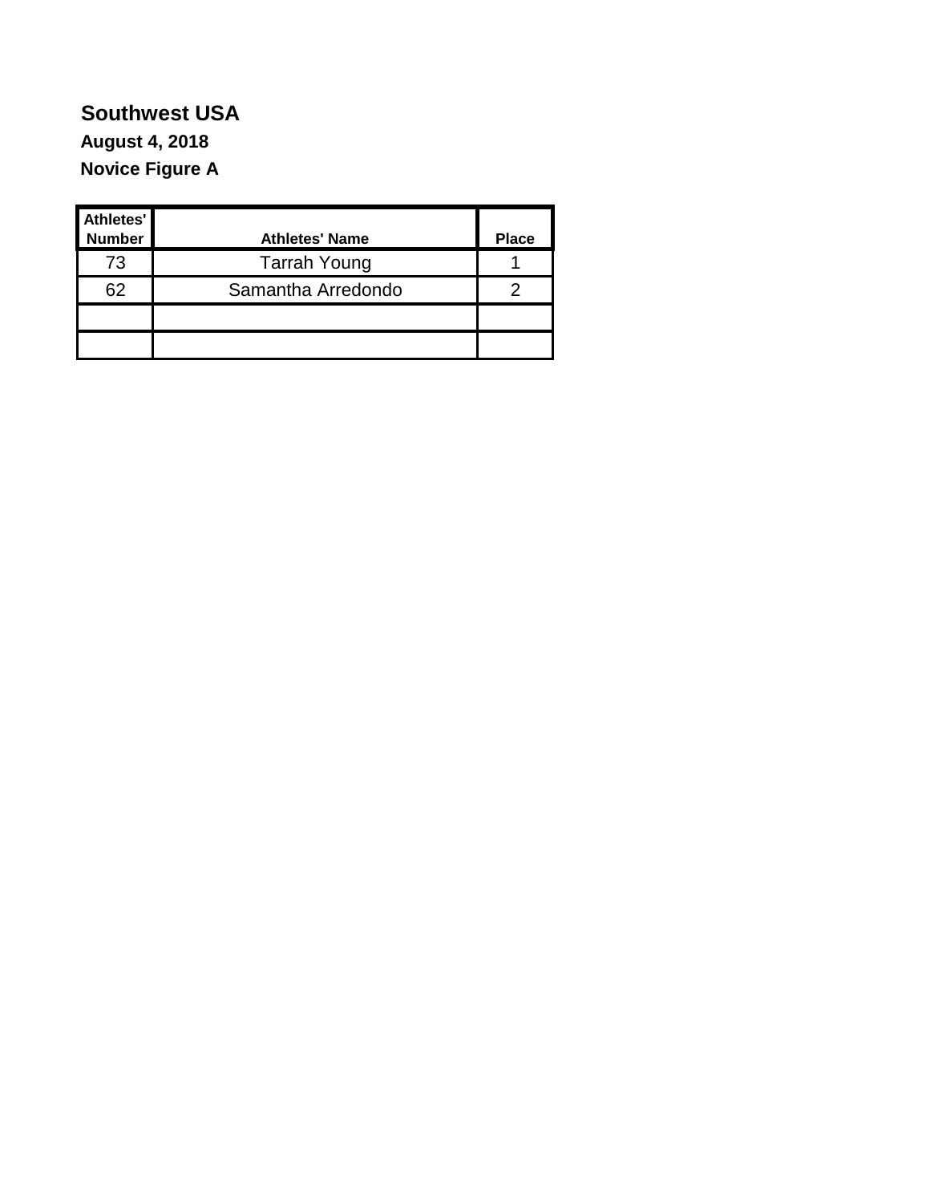**Southwest USA**

**August 4, 2018**

**Novice Figure A**

| Athletes' Number | Athletes' Name | Place |
|---|---|---|
| 73 | Tarrah Young | 1 |
| 62 | Samantha Arredondo | 2 |
| | | |
| | | |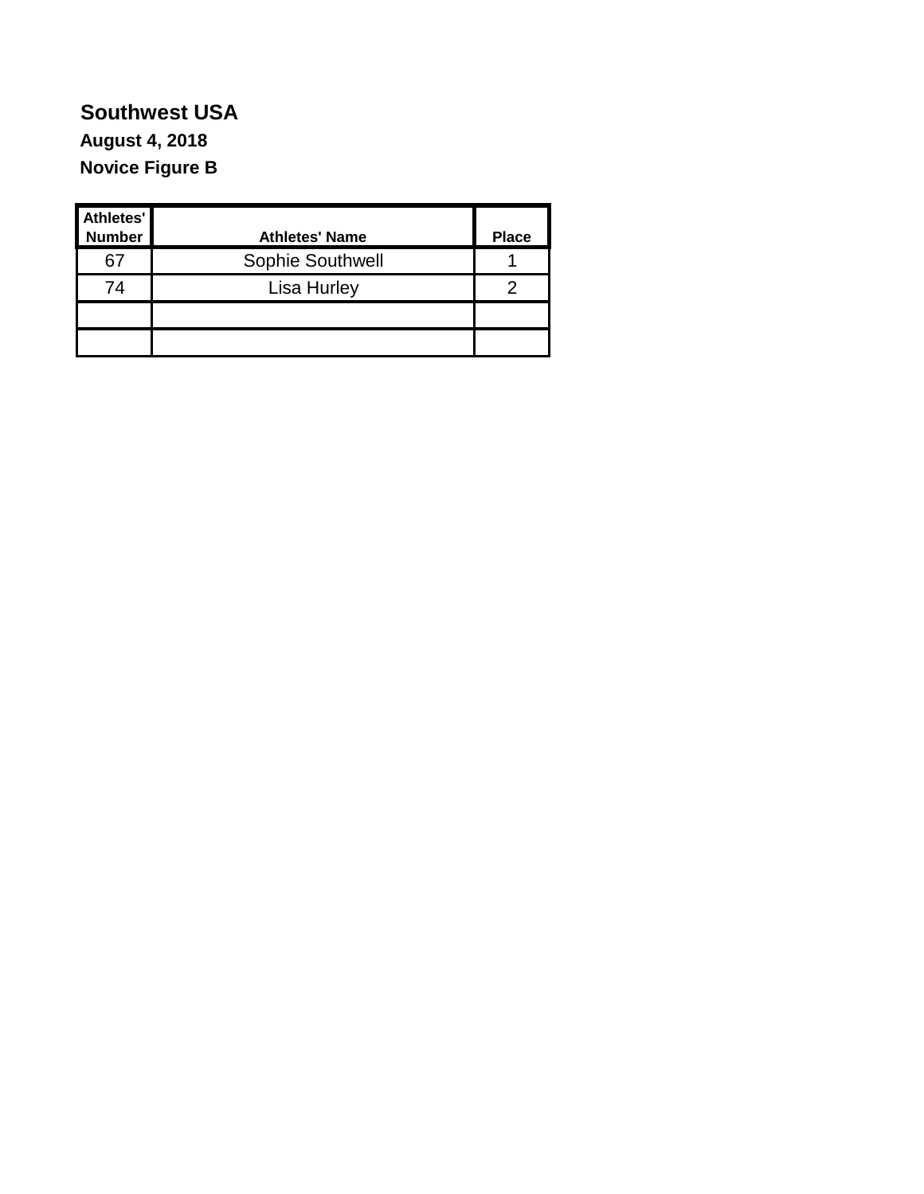**Southwest USA**

**August 4, 2018**

**Novice Figure B**

| Athletes' Number | Athletes' Name | Place |
|---|---|---|
| 67 | Sophie Southwell | 1 |
| 74 | Lisa Hurley | 2 |
| | | |
| | | |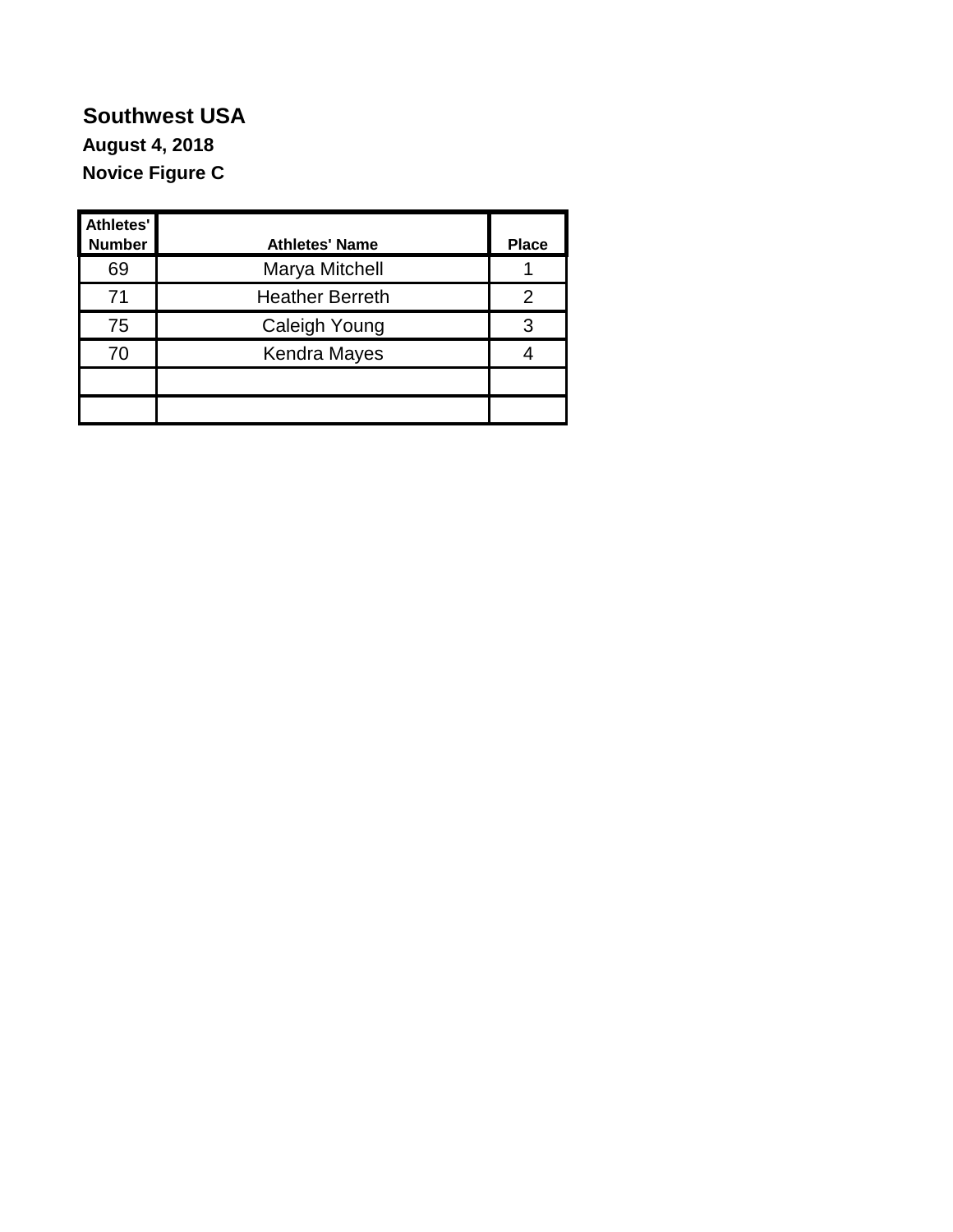**Southwest USA**

**August 4, 2018**

**Novice Figure C**

| Athletes' Number | Athletes' Name | Place |
|---|---|---|
| 69 | Marya Mitchell | 1 |
| 71 | Heather Berreth | 2 |
| 75 | Caleigh Young | 3 |
| 70 | Kendra Mayes | 4 |
| | | |
| | | |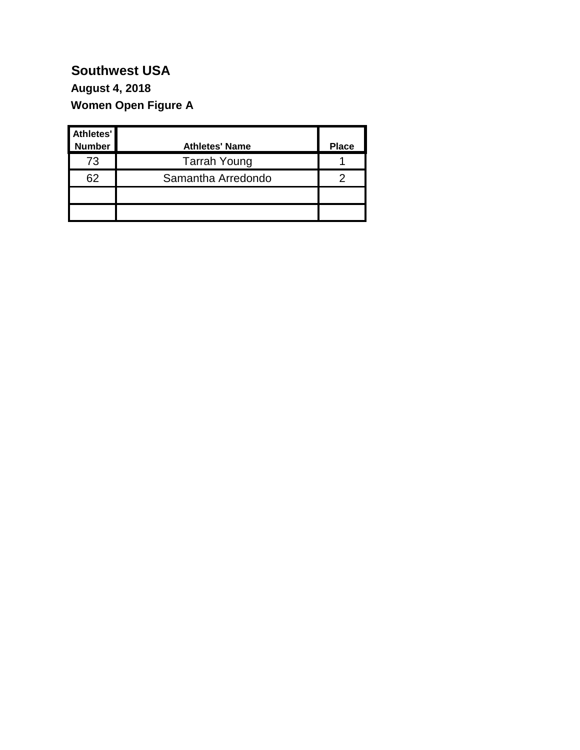**Southwest USA**

**August 4, 2018**

**Women Open Figure A**

| Athletes' Number | Athletes' Name | Place |
|---|---|---|
| 73 | Tarrah Young | 1 |
| 62 | Samantha Arredondo | 2 |
| | | |
| | | |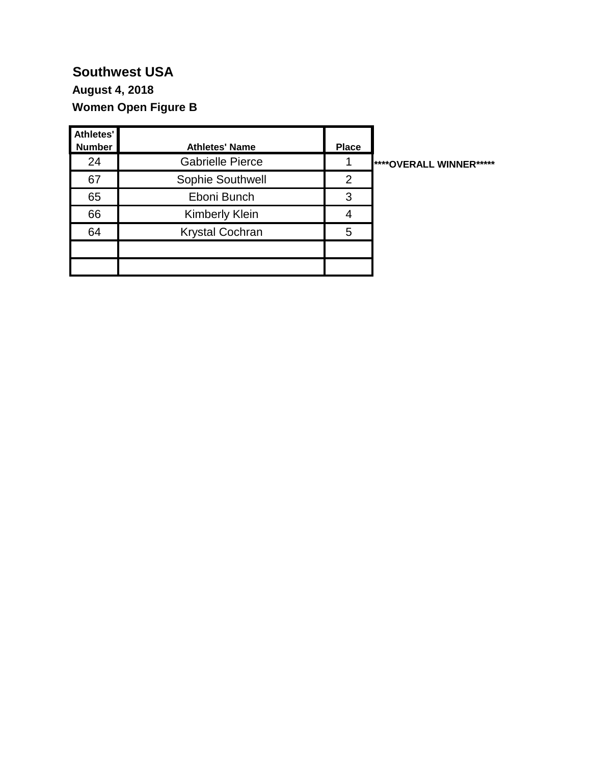## Southwest USA

**August 4, 2018**

**Women Open Figure B**

| Athletes' Number | Athletes' Name | Place | |
|---|---|---|---|
| 24 | Gabrielle Pierce | 1 | ****OVERALL WINNER***** |
| 67 | Sophie Southwell | 2 | |
| 65 | Eboni Bunch | 3 | |
| 66 | Kimberly Klein | 4 | |
| 64 | Krystal Cochran | 5 | |
| | | | |
| | | | |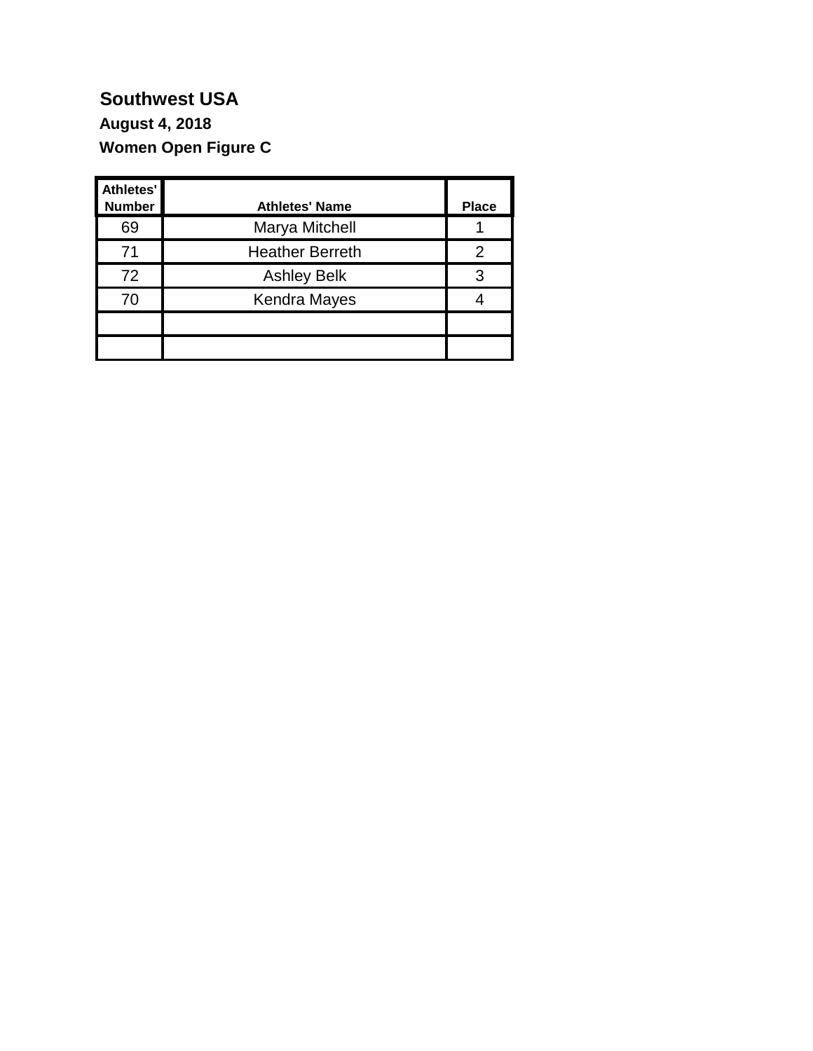# Southwest USA

**August 4, 2018**

**Women Open Figure C**

| Athletes' Number | Athletes' Name | Place |
|---|---|---|
| 69 | Marya Mitchell | 1 |
| 71 | Heather Berreth | 2 |
| 72 | Ashley Belk | 3 |
| 70 | Kendra Mayes | 4 |
| | | |
| | | |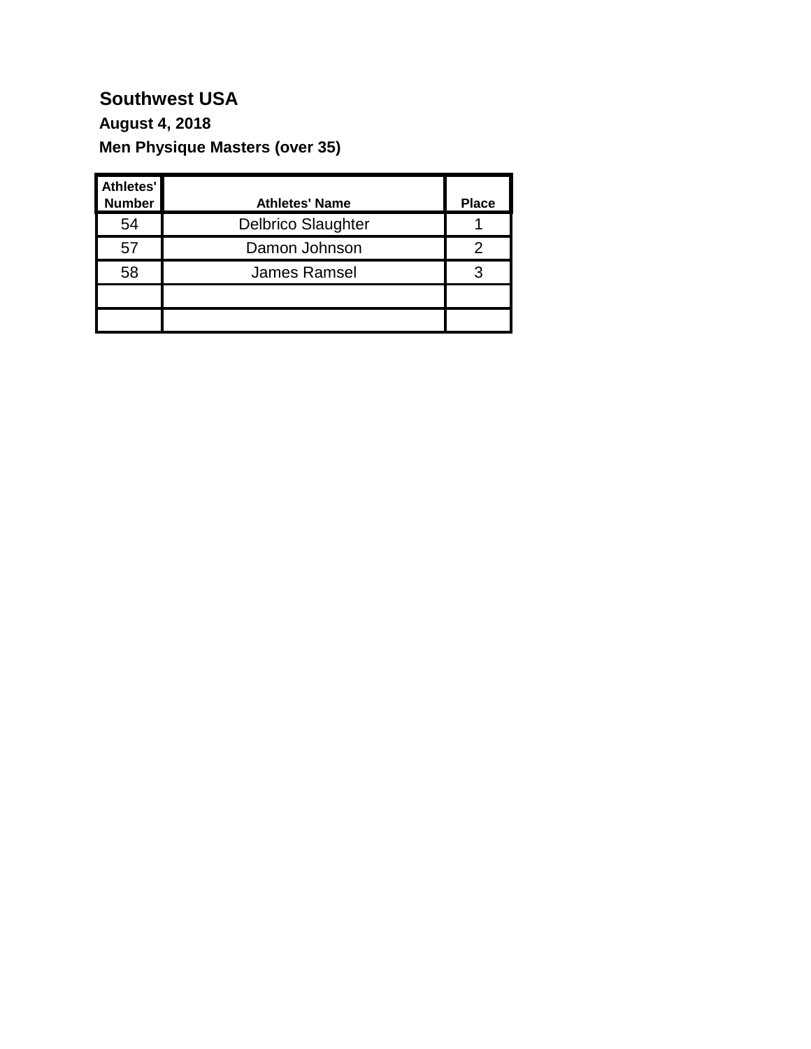**Southwest USA**

**August 4, 2018**

**Men Physique Masters (over 35)**

| Athletes' Number | Athletes' Name | Place |
|---|---|---|
| 54 | Delbrico Slaughter | 1 |
| 57 | Damon Johnson | 2 |
| 58 | James Ramsel | 3 |
| | | |
| | | |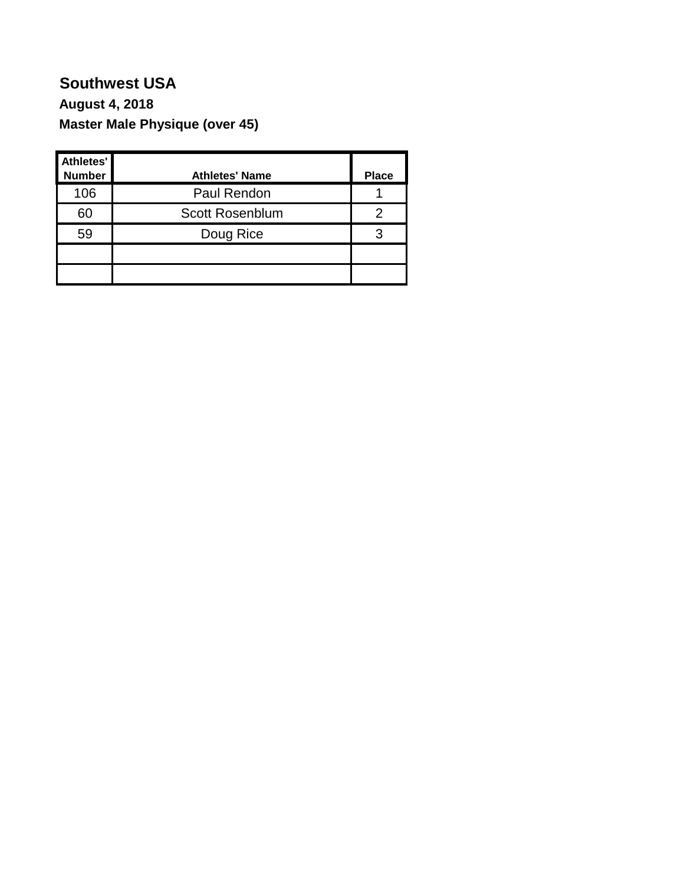**Southwest USA**

**August 4, 2018**

**Master Male Physique (over 45)**

| Athletes' Number | Athletes' Name | Place |
|---|---|---|
| 106 | Paul Rendon | 1 |
| 60 | Scott Rosenblum | 2 |
| 59 | Doug Rice | 3 |
| | | |
| | | |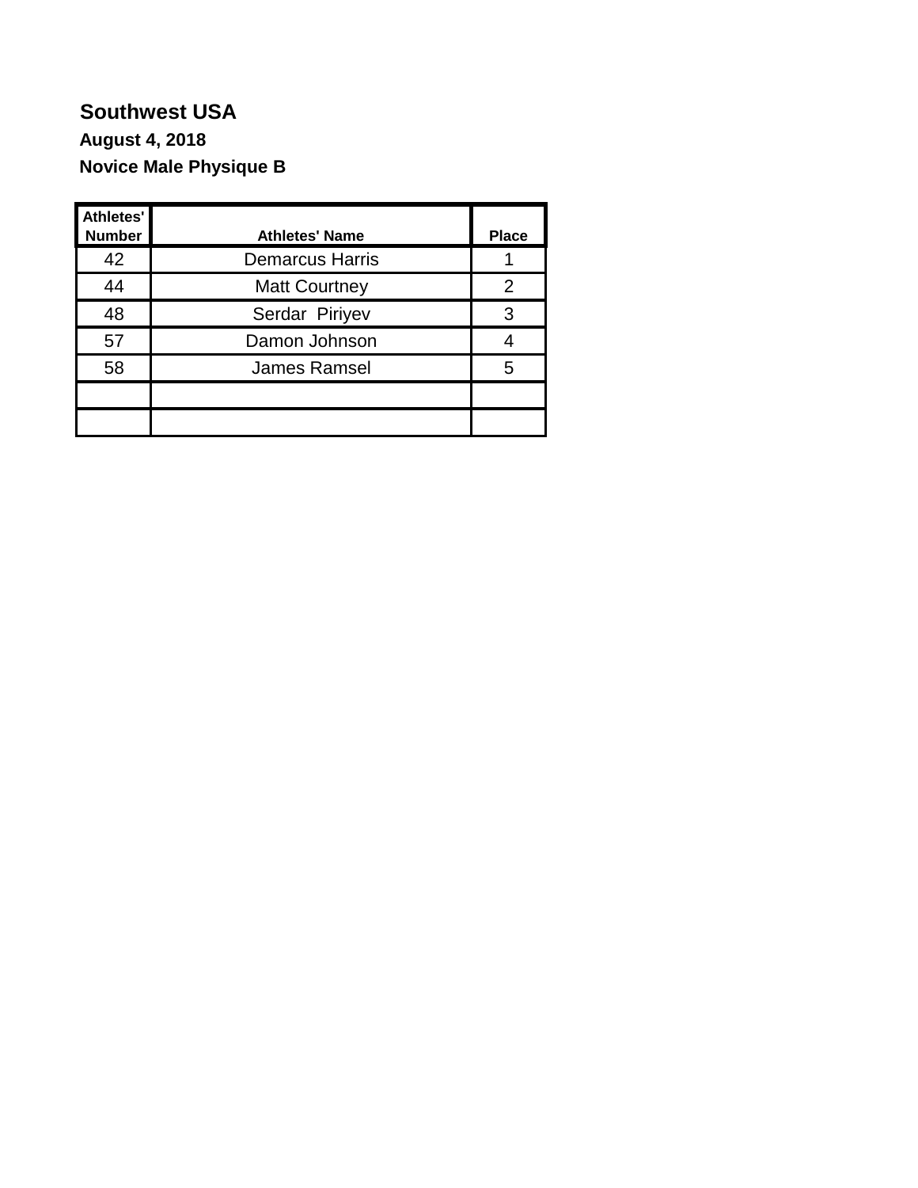**Southwest USA**

**August 4, 2018**

**Novice Male Physique B**

| Athletes' Number | Athletes' Name | Place |
|---|---|---|
| 42 | Demarcus Harris | 1 |
| 44 | Matt Courtney | 2 |
| 48 | Serdar  Piriyev | 3 |
| 57 | Damon Johnson | 4 |
| 58 | James Ramsel | 5 |
| | | |
| | | |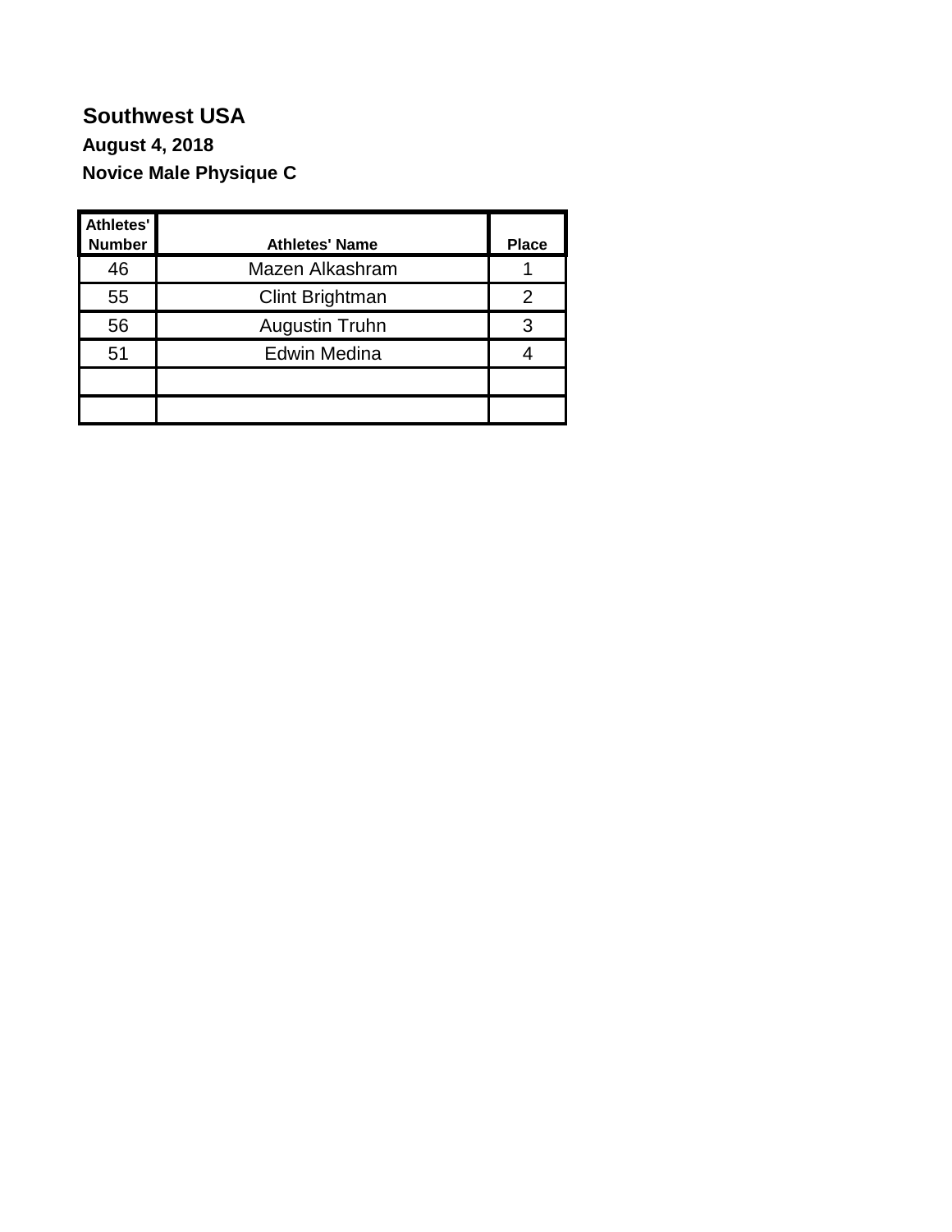**Southwest USA**

**August 4, 2018**

**Novice Male Physique C**

| Athletes' Number | Athletes' Name | Place |
|---|---|---|
| 46 | Mazen Alkashram | 1 |
| 55 | Clint Brightman | 2 |
| 56 | Augustin Truhn | 3 |
| 51 | Edwin Medina | 4 |
| | | |
| | | |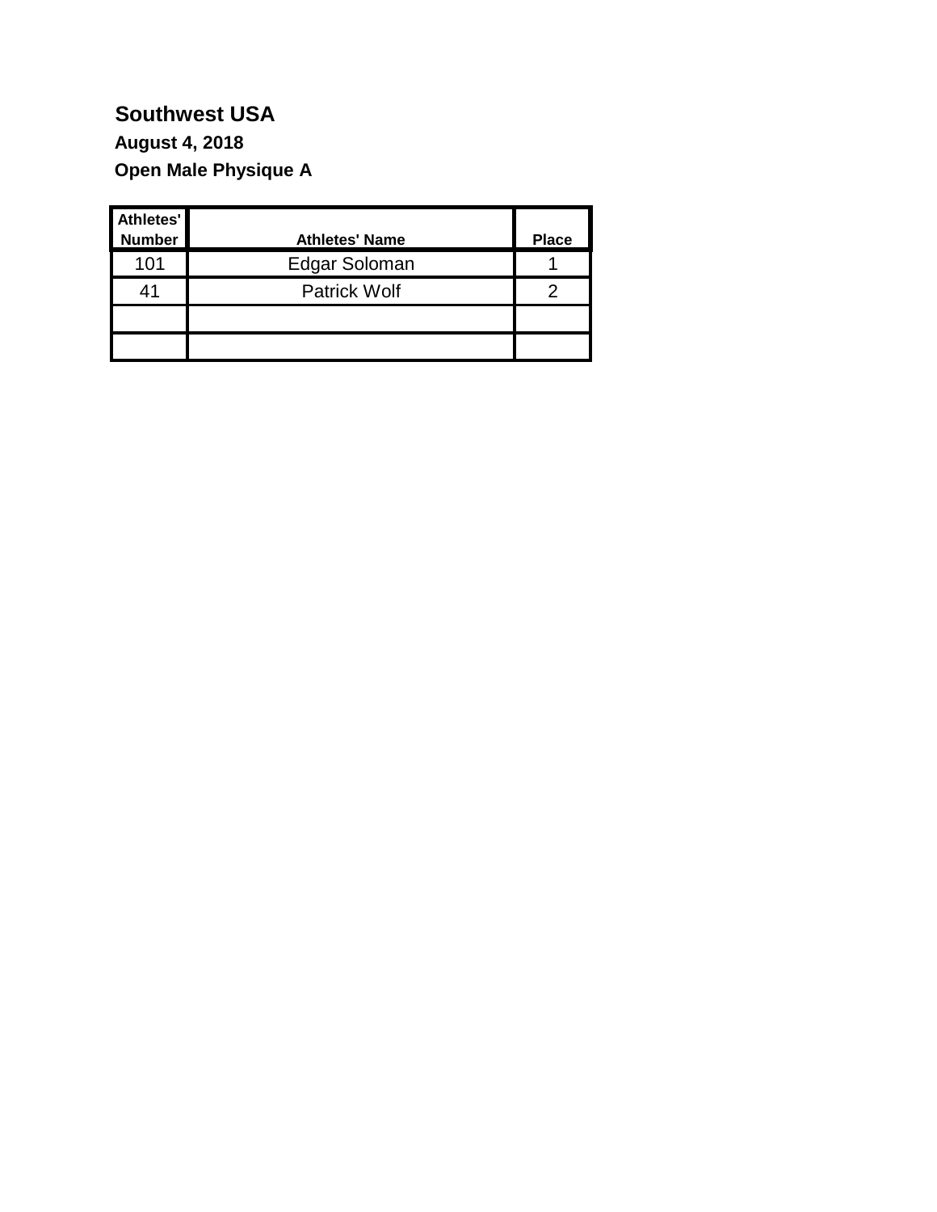**Southwest USA**

**August 4, 2018**

**Open Male Physique A**

| Athletes' Number | Athletes' Name | Place |
|---|---|---|
| 101 | Edgar Soloman | 1 |
| 41 | Patrick Wolf | 2 |
| | | |
| | | |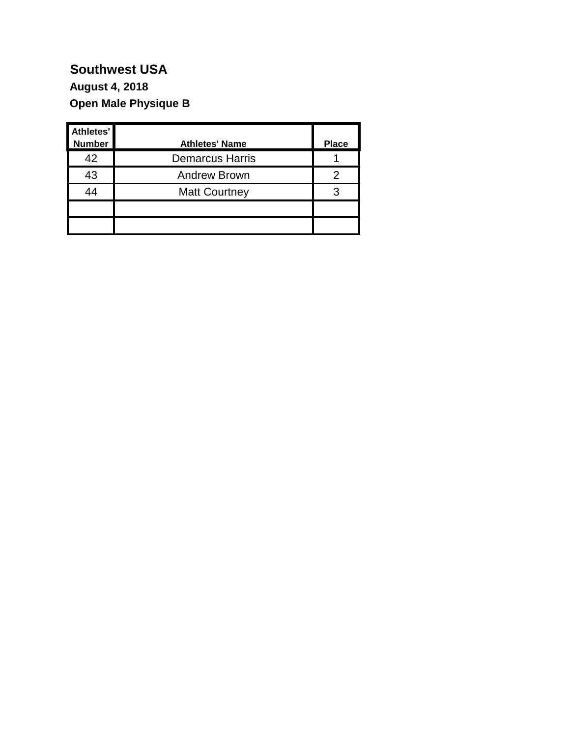# Southwest USA

### August 4, 2018

### Open Male Physique B

| Athletes' Number | Athletes' Name | Place |
|---|---|---|
| 42 | Demarcus Harris | 1 |
| 43 | Andrew Brown | 2 |
| 44 | Matt Courtney | 3 |
| | | |
| | | |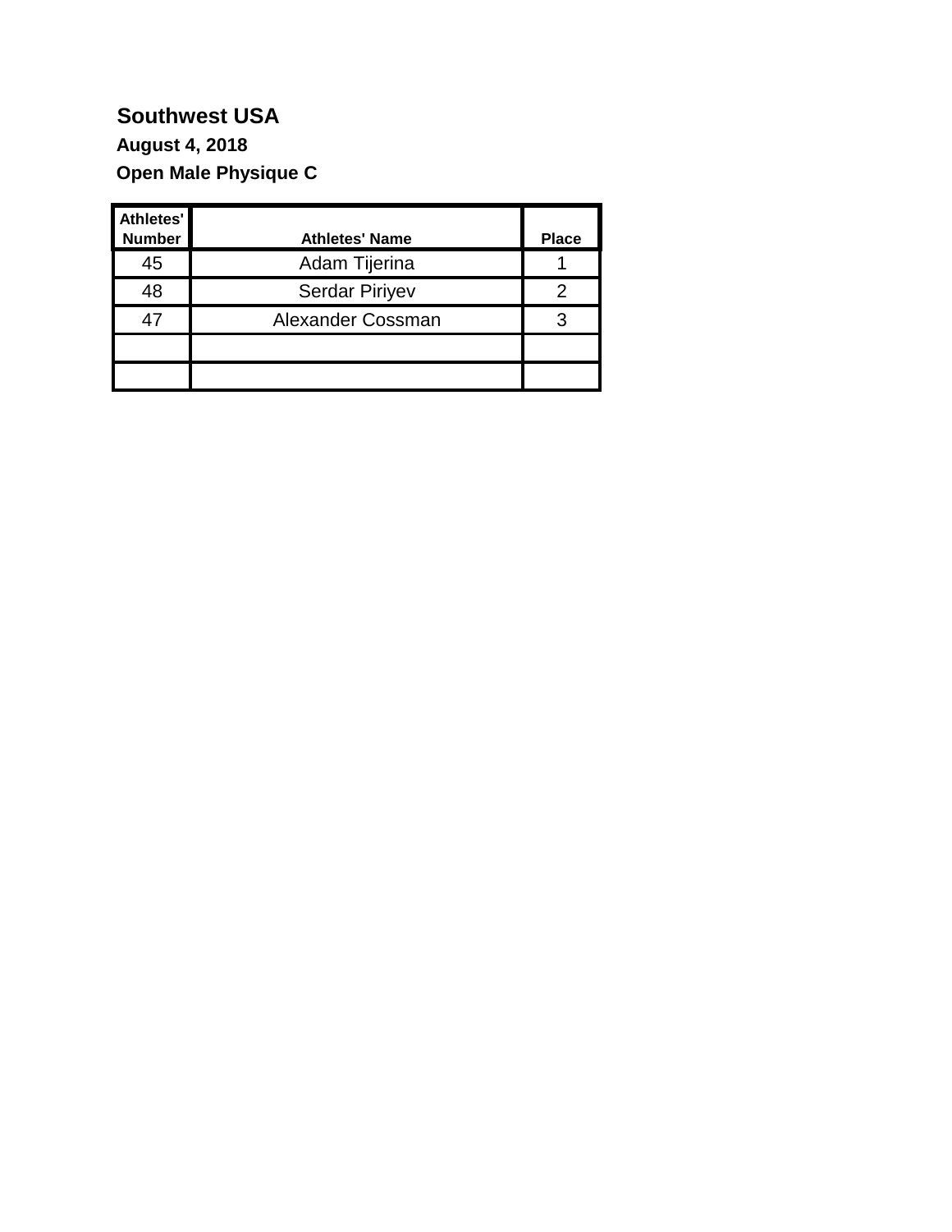## Southwest USA

**August 4, 2018**

**Open Male Physique C**

| Athletes' Number | Athletes' Name | Place |
|---|---|---|
| 45 | Adam Tijerina | 1 |
| 48 | Serdar Piriyev | 2 |
| 47 | Alexander Cossman | 3 |
| | | |
| | | |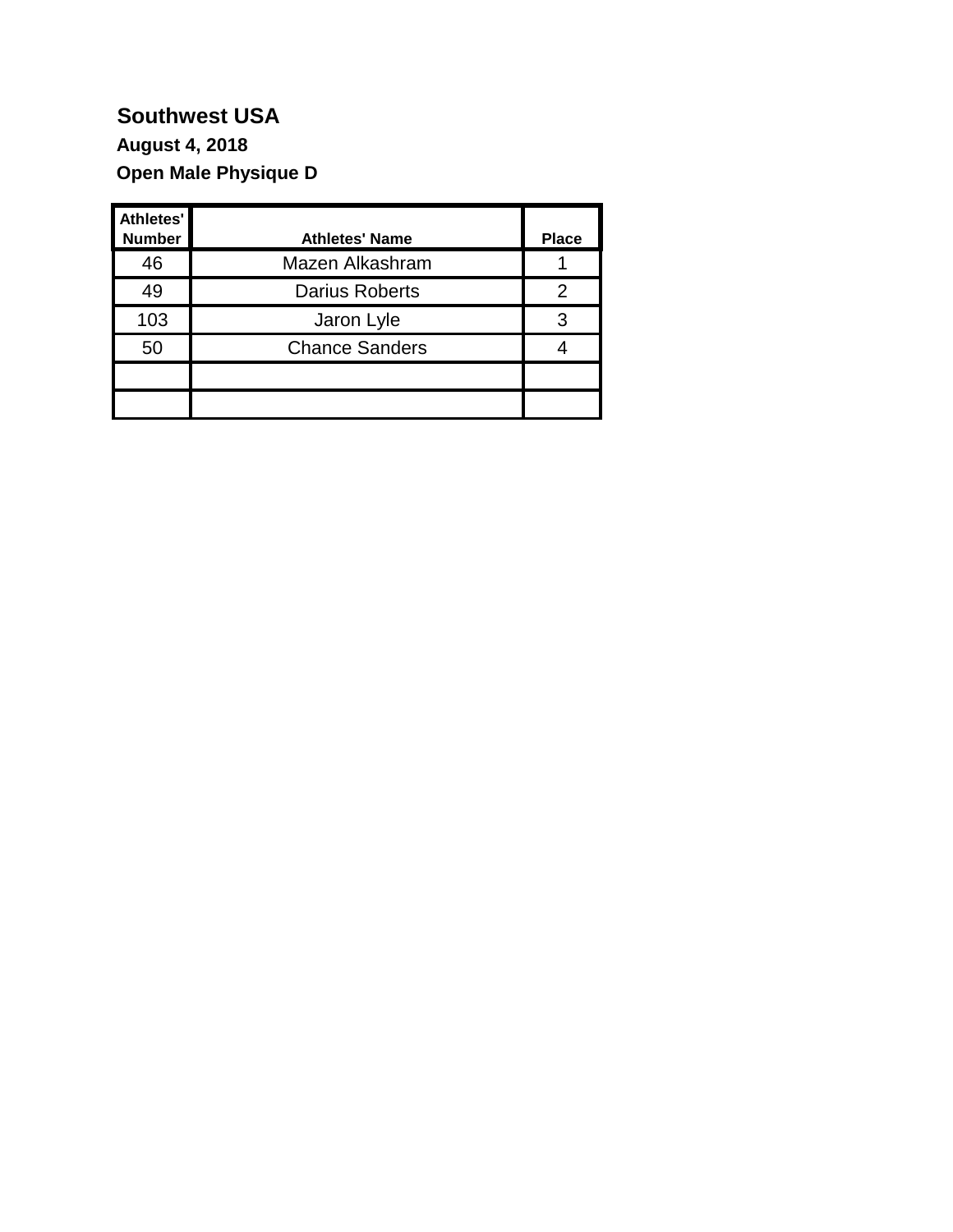**Southwest USA**

**August 4, 2018**

**Open Male Physique D**

| Athletes' Number | Athletes' Name | Place |
|---|---|---|
| 46 | Mazen Alkashram | 1 |
| 49 | Darius Roberts | 2 |
| 103 | Jaron Lyle | 3 |
| 50 | Chance Sanders | 4 |
| | | |
| | | |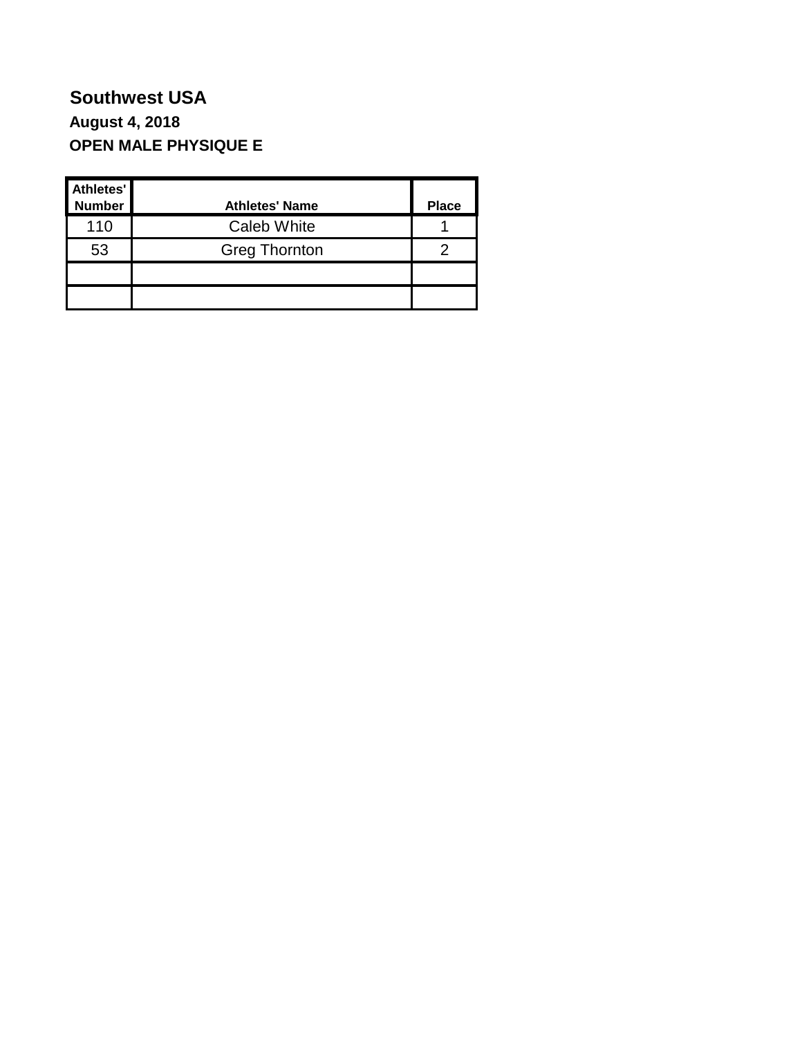# Southwest USA

### August 4, 2018

### OPEN MALE PHYSIQUE E

| Athletes' Number | Athletes' Name | Place |
|---|---|---|
| 110 | Caleb White | 1 |
| 53 | Greg Thornton | 2 |
| | | |
| | | |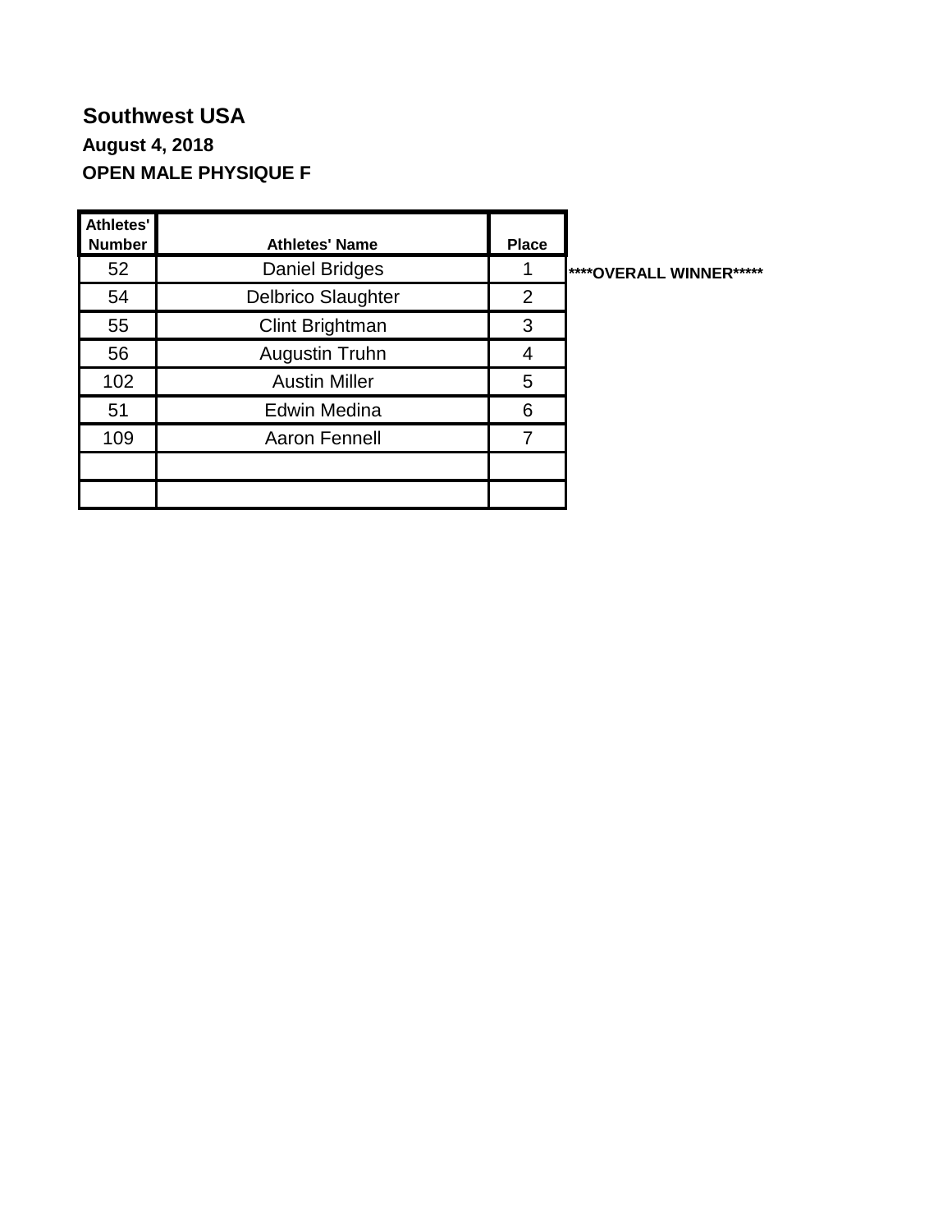## Southwest USA

### August 4, 2018

### OPEN MALE PHYSIQUE F

| Athletes' Number | Athletes' Name | Place | |
|---|---|---|---|
| 52 | Daniel Bridges | 1 | ****OVERALL WINNER***** |
| 54 | Delbrico Slaughter | 2 | |
| 55 | Clint Brightman | 3 | |
| 56 | Augustin Truhn | 4 | |
| 102 | Austin Miller | 5 | |
| 51 | Edwin Medina | 6 | |
| 109 | Aaron Fennell | 7 | |
| | | | |
| | | | |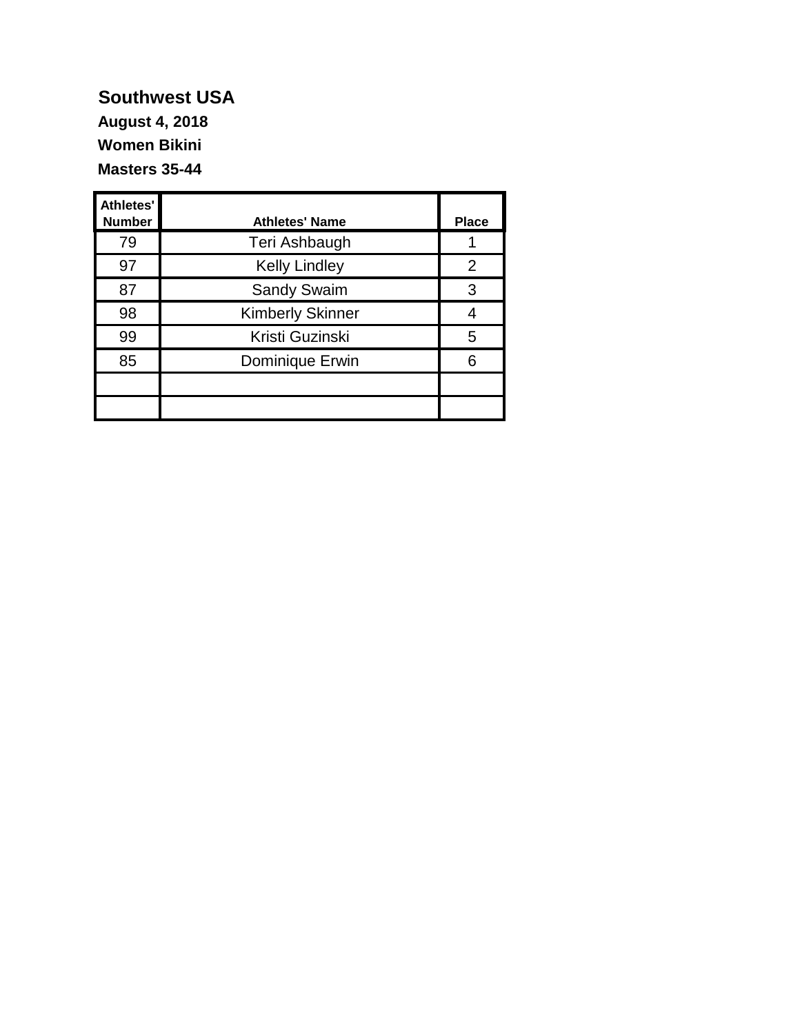**Southwest USA**

**August 4, 2018**

**Women Bikini**

**Masters 35-44**

| Athletes' Number | Athletes' Name | Place |
|---|---|---|
| 79 | Teri Ashbaugh | 1 |
| 97 | Kelly Lindley | 2 |
| 87 | Sandy Swaim | 3 |
| 98 | Kimberly Skinner | 4 |
| 99 | Kristi Guzinski | 5 |
| 85 | Dominique Erwin | 6 |
| | | |
| | | |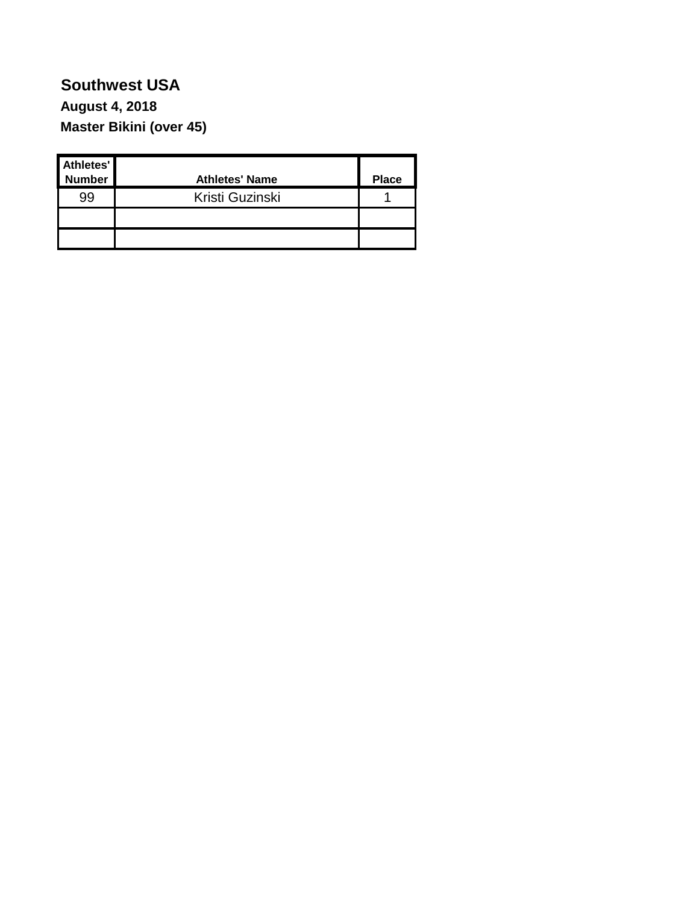**Southwest USA**

**August 4, 2018**

**Master Bikini (over 45)**

| Athletes' Number | Athletes' Name | Place |
|---|---|---|
| 99 | Kristi Guzinski | 1 |
| | | |
| | | |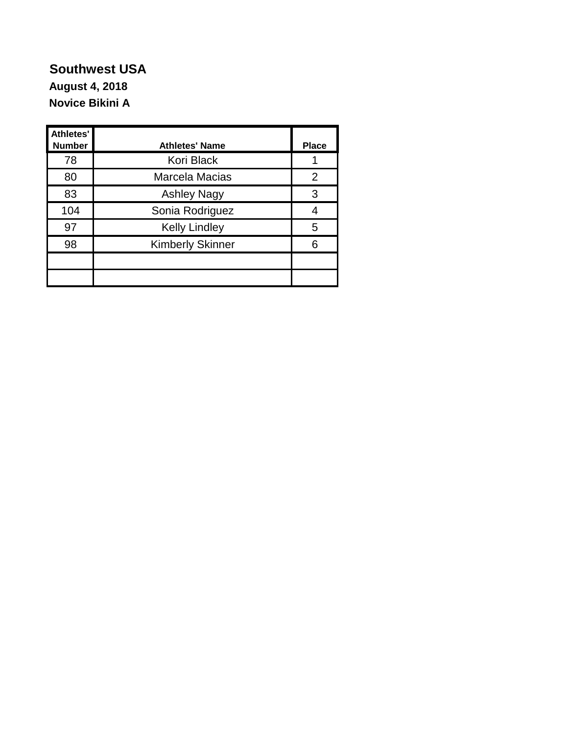**Southwest USA**

**August 4, 2018**

**Novice Bikini A**

| Athletes' Number | Athletes' Name | Place |
|---|---|---|
| 78 | Kori Black | 1 |
| 80 | Marcela Macias | 2 |
| 83 | Ashley Nagy | 3 |
| 104 | Sonia Rodriguez | 4 |
| 97 | Kelly Lindley | 5 |
| 98 | Kimberly Skinner | 6 |
| | | |
| | | |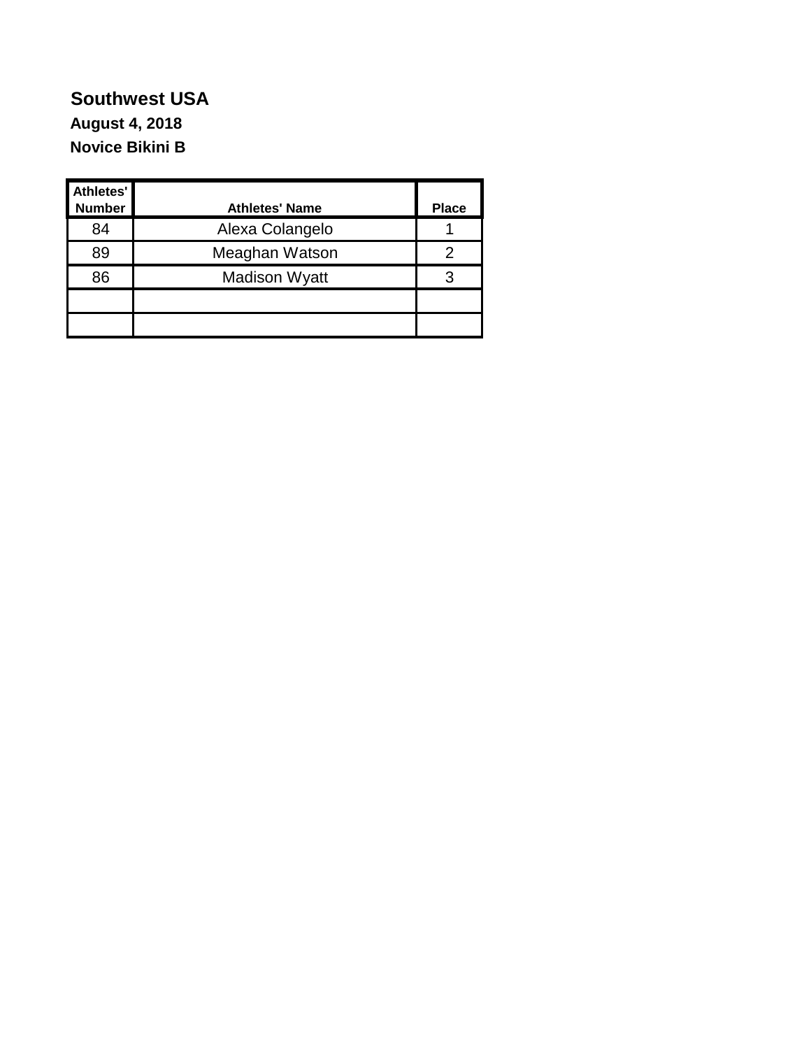**Southwest USA**

**August 4, 2018**

**Novice Bikini B**

| Athletes' Number | Athletes' Name | Place |
|---|---|---|
| 84 | Alexa Colangelo | 1 |
| 89 | Meaghan Watson | 2 |
| 86 | Madison Wyatt | 3 |
| | | |
| | | |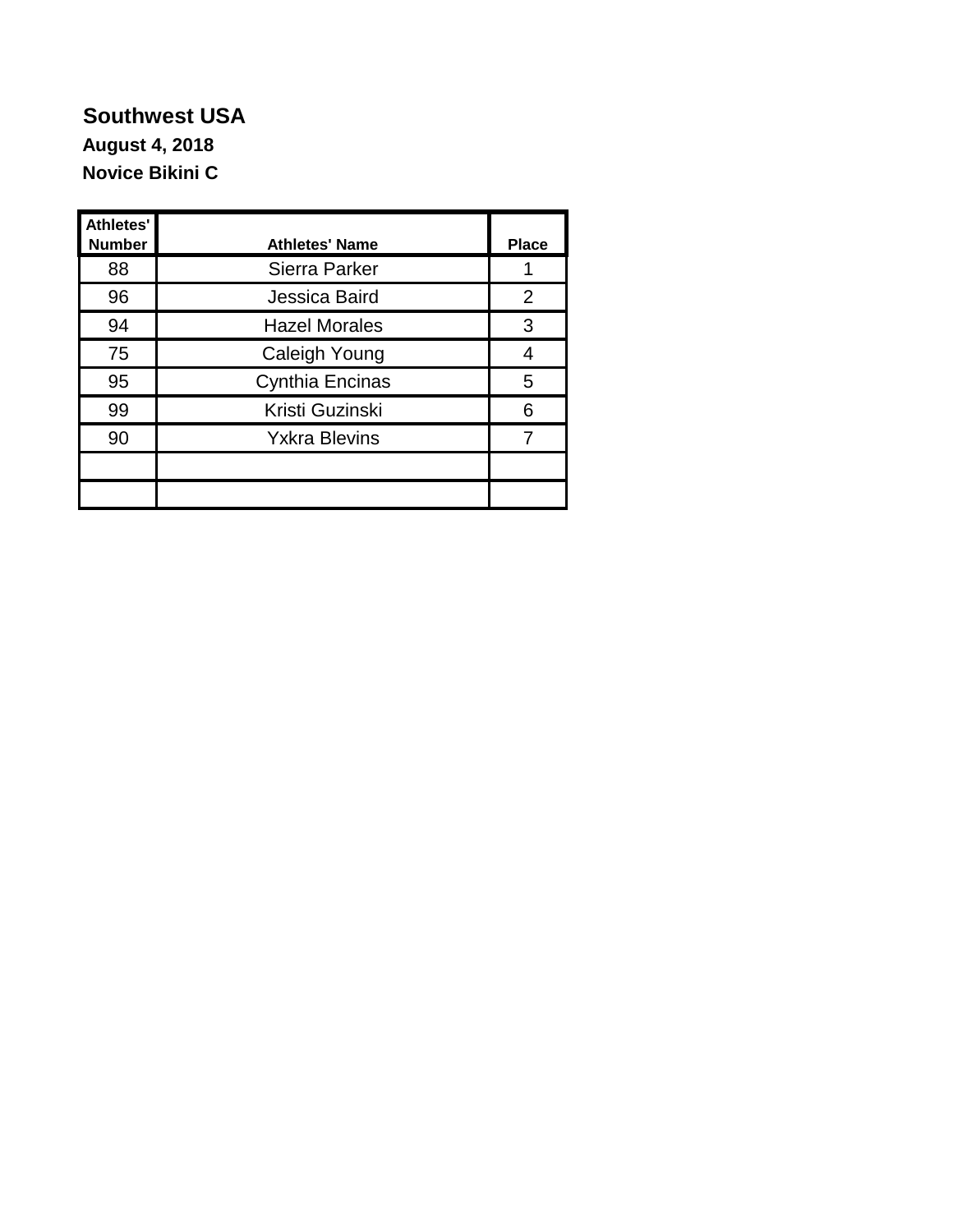# Southwest USA

**August 4, 2018**

**Novice Bikini C**

| Athletes' Number | Athletes' Name | Place |
|---|---|---|
| 88 | Sierra Parker | 1 |
| 96 | Jessica Baird | 2 |
| 94 | Hazel Morales | 3 |
| 75 | Caleigh Young | 4 |
| 95 | Cynthia Encinas | 5 |
| 99 | Kristi Guzinski | 6 |
| 90 | Yxkra Blevins | 7 |
| | | |
| | | |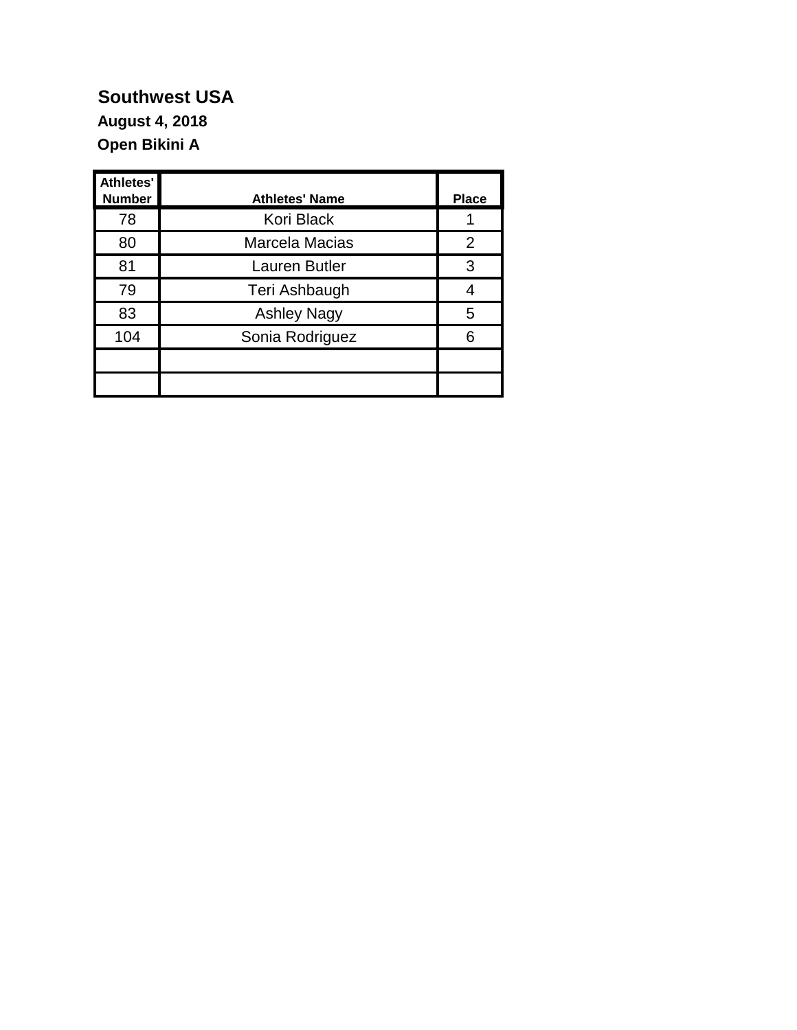**Southwest USA**

**August 4, 2018**

**Open Bikini A**

| Athletes' Number | Athletes' Name | Place |
|---|---|---|
| 78 | Kori Black | 1 |
| 80 | Marcela Macias | 2 |
| 81 | Lauren Butler | 3 |
| 79 | Teri Ashbaugh | 4 |
| 83 | Ashley Nagy | 5 |
| 104 | Sonia Rodriguez | 6 |
| | | |
| | | |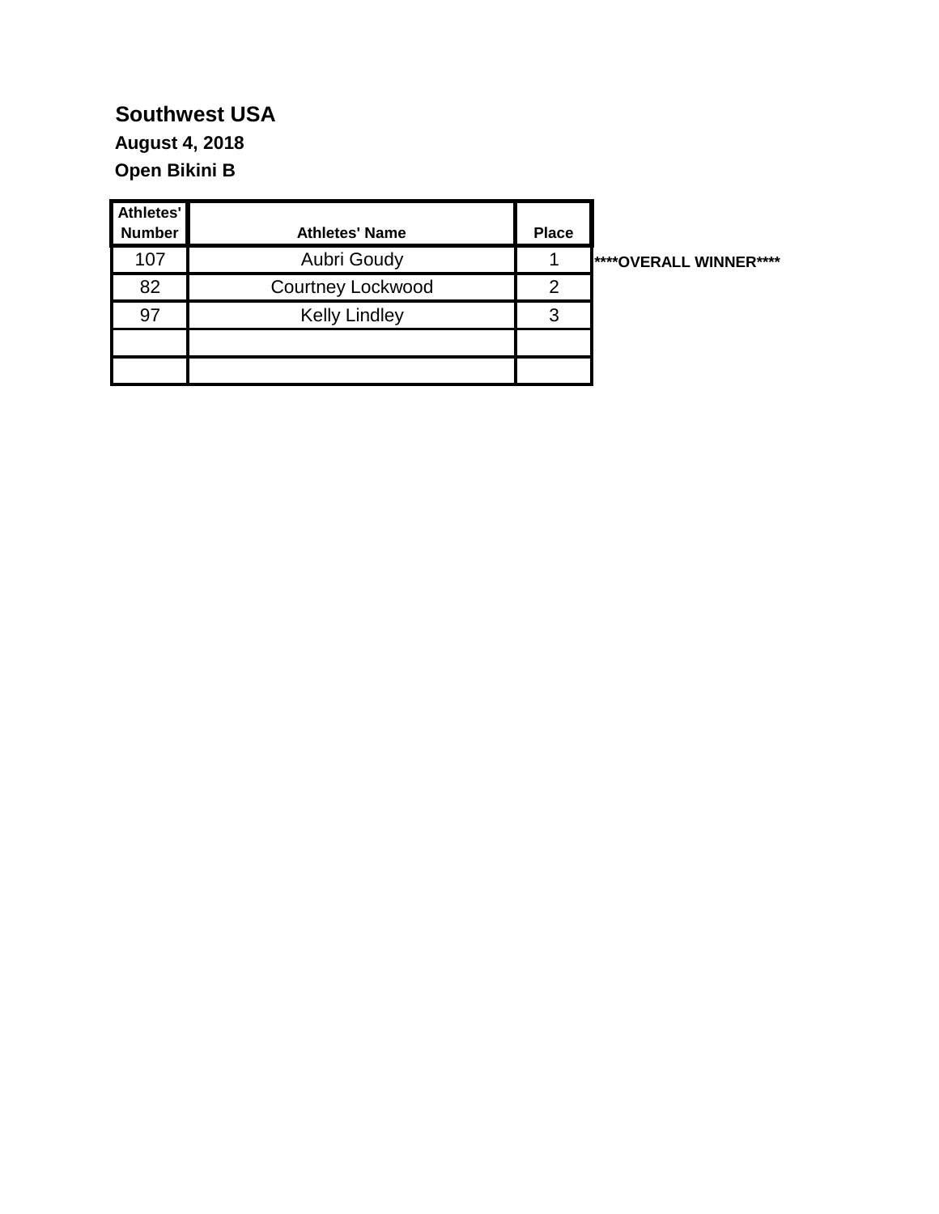**Southwest USA**

**August 4, 2018**

**Open Bikini B**

| Athletes' Number | Athletes' Name | Place | |
|---|---|---|---|
| 107 | Aubri Goudy | 1 | ****OVERALL WINNER**** |
| 82 | Courtney Lockwood | 2 | |
| 97 | Kelly Lindley | 3 | |
| | | | |
| | | | |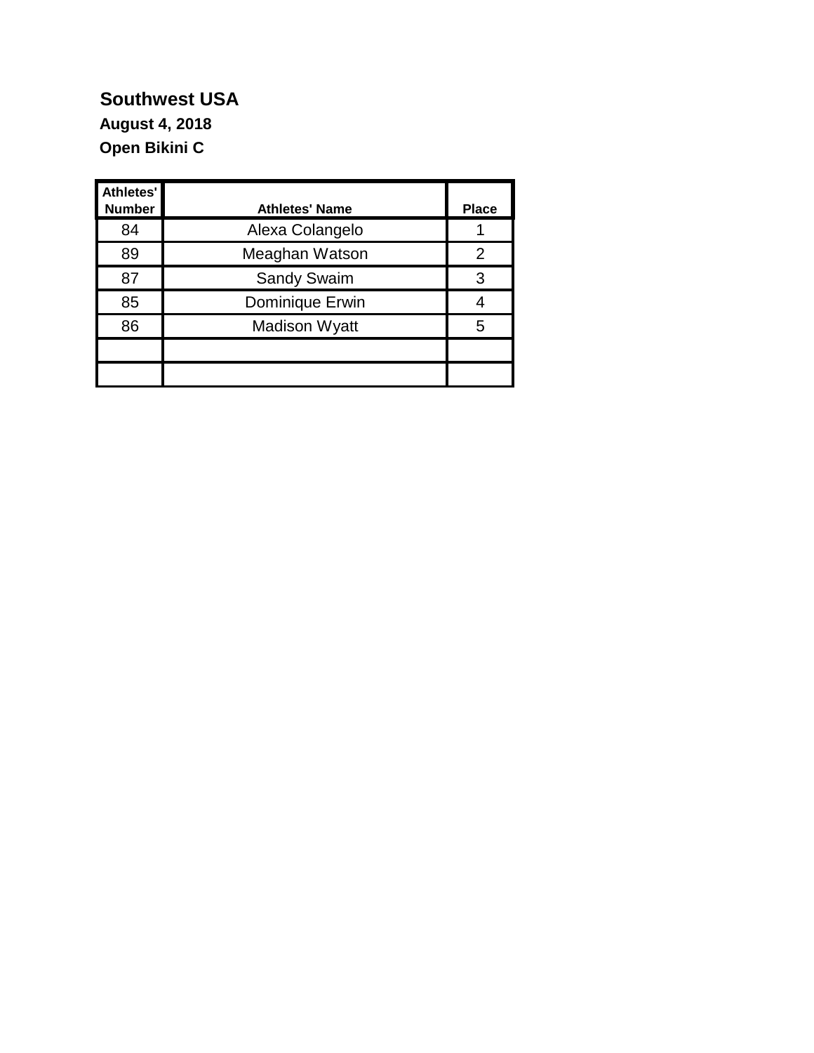## Southwest USA

**August 4, 2018**

**Open Bikini C**

| Athletes' Number | Athletes' Name | Place |
|---|---|---|
| 84 | Alexa Colangelo | 1 |
| 89 | Meaghan Watson | 2 |
| 87 | Sandy Swaim | 3 |
| 85 | Dominique Erwin | 4 |
| 86 | Madison Wyatt | 5 |
| | | |
| | | |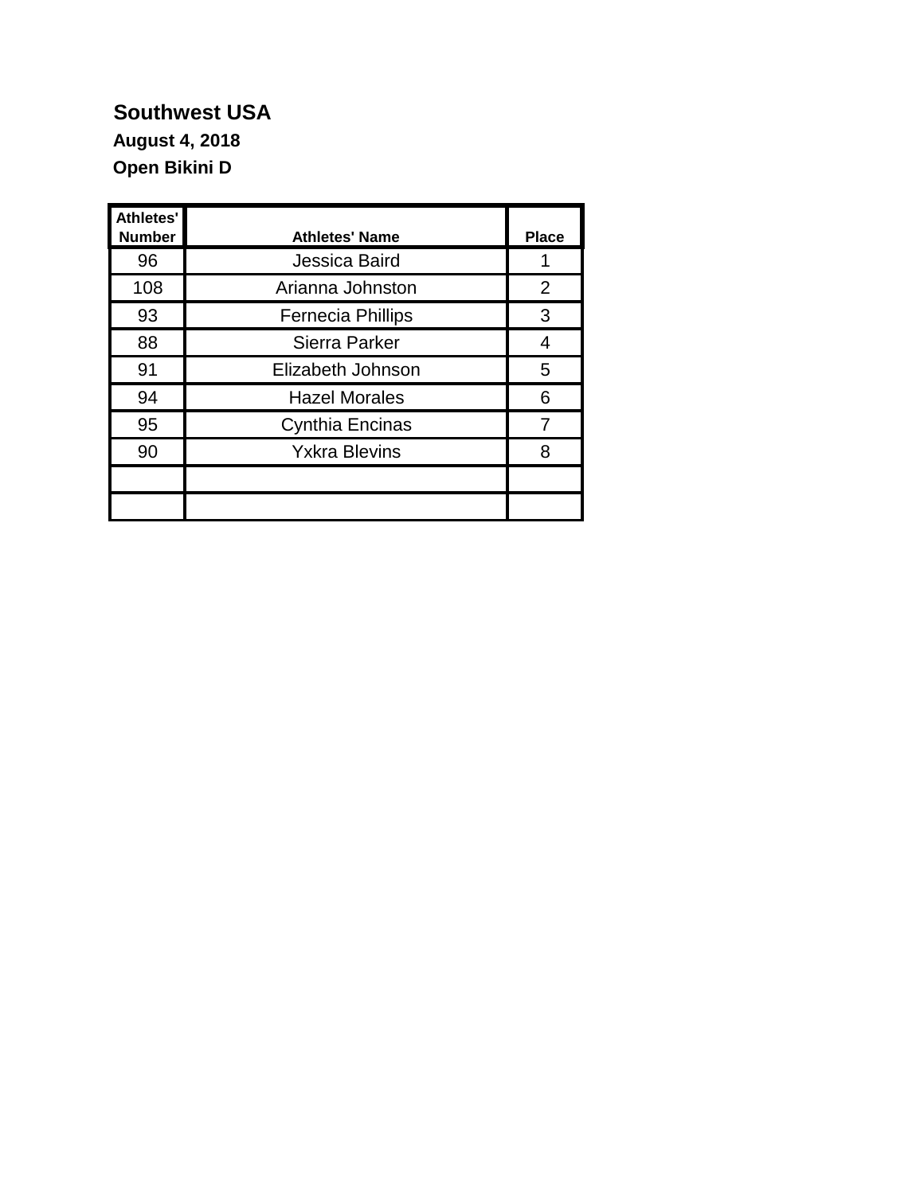**Southwest USA**

**August 4, 2018**

**Open Bikini D**

| Athletes' Number | Athletes' Name | Place |
|---|---|---|
| 96 | Jessica Baird | 1 |
| 108 | Arianna Johnston | 2 |
| 93 | Fernecia Phillips | 3 |
| 88 | Sierra Parker | 4 |
| 91 | Elizabeth Johnson | 5 |
| 94 | Hazel Morales | 6 |
| 95 | Cynthia Encinas | 7 |
| 90 | Yxkra Blevins | 8 |
| | | |
| | | |